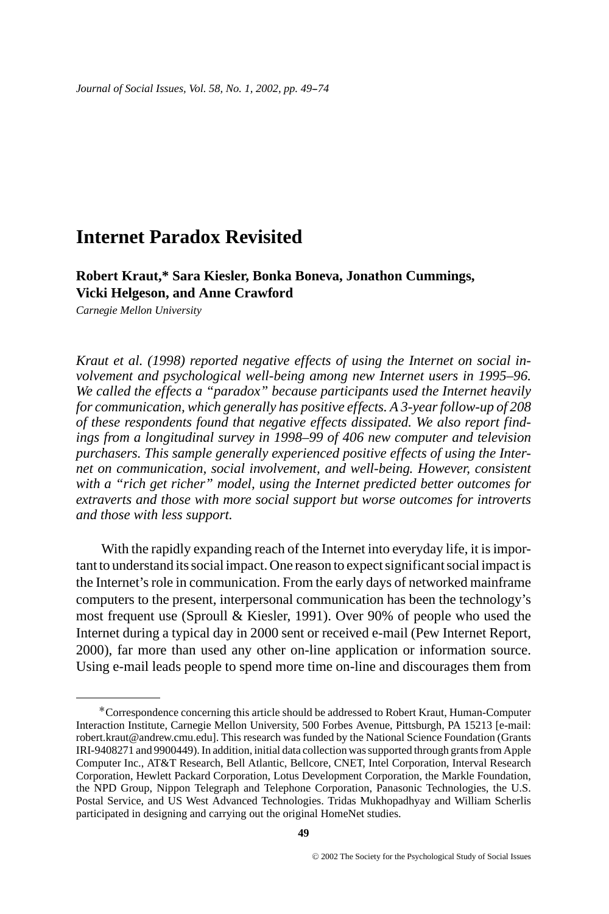# Internet Paradox Revisited

**Robert Kraut,* Sara Kiesler, Bonka Boneva, Jonathon Cummings, Vicki Helgeson, and Anne Crawford**

*Carnegie Mellon University*

*Kraut et al. (1998) reported negative effects of using the Internet on social involvement and psychological well-being among new Internet users in 1995–96. We called the effects a "paradox" because participants used the Internet heavily for communication, which generally has positive effects. A 3-year follow-up of 208 of these respondents found that negative effects dissipated. We also report findings from a longitudinal survey in 1998–99 of 406 new computer and television purchasers. This sample generally experienced positive effects of using the Internet on communication, social involvement, and well-being. However, consistent with a "rich get richer" model, using the Internet predicted better outcomes for extraverts and those with more social support but worse outcomes for introverts and those with less support.*

With the rapidly expanding reach of the Internet into everyday life, it is important to understand its social impact. One reason to expect significant social impact is the Internet's role in communication. From the early days of networked mainframe computers to the present, interpersonal communication has been the technology's most frequent use (Sproull & Kiesler, 1991). Over 90% of people who used the Internet during a typical day in 2000 sent or received e-mail (Pew Internet Report, 2000), far more than used any other on-line application or information source. Using e-mail leads people to spend more time on-line and discourages them from

---

*Correspondence concerning this article should be addressed to Robert Kraut, Human-Computer Interaction Institute, Carnegie Mellon University, 500 Forbes Avenue, Pittsburgh, PA 15213 [e-mail: robert.kraut@andrew.cmu.edu]. This research was funded by the National Science Foundation (Grants IRI-9408271 and 9900449). In addition, initial data collection was supported through grants from Apple Computer Inc., AT&T Research, Bell Atlantic, Bellcore, CNET, Intel Corporation, Interval Research Corporation, Hewlett Packard Corporation, Lotus Development Corporation, the Markle Foundation, the NPD Group, Nippon Telegraph and Telephone Corporation, Panasonic Technologies, the U.S. Postal Service, and US West Advanced Technologies. Tridas Mukhopadhyay and William Scherlis participated in designing and carrying out the original HomeNet studies.

© 2002 The Society for the Psychological Study of Social Issues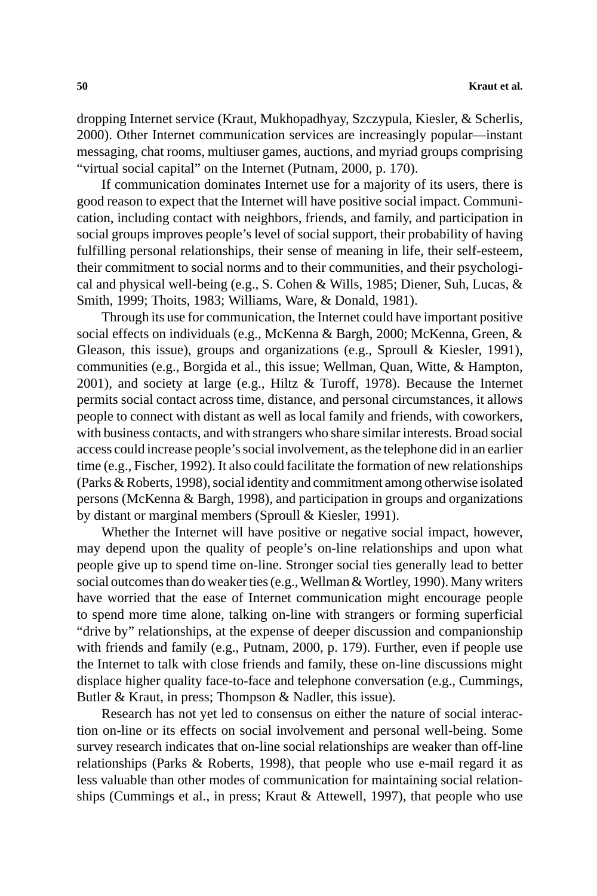dropping Internet service (Kraut, Mukhopadhyay, Szczypula, Kiesler, & Scherlis, 2000). Other Internet communication services are increasingly popular—instant messaging, chat rooms, multiuser games, auctions, and myriad groups comprising "virtual social capital" on the Internet (Putnam, 2000, p. 170).

If communication dominates Internet use for a majority of its users, there is good reason to expect that the Internet will have positive social impact. Communication, including contact with neighbors, friends, and family, and participation in social groups improves people's level of social support, their probability of having fulfilling personal relationships, their sense of meaning in life, their self-esteem, their commitment to social norms and to their communities, and their psychological and physical well-being (e.g., S. Cohen & Wills, 1985; Diener, Suh, Lucas, & Smith, 1999; Thoits, 1983; Williams, Ware, & Donald, 1981).

Through its use for communication, the Internet could have important positive social effects on individuals (e.g., McKenna & Bargh, 2000; McKenna, Green, & Gleason, this issue), groups and organizations (e.g., Sproull & Kiesler, 1991), communities (e.g., Borgida et al., this issue; Wellman, Quan, Witte, & Hampton, 2001), and society at large (e.g., Hiltz & Turoff, 1978). Because the Internet permits social contact across time, distance, and personal circumstances, it allows people to connect with distant as well as local family and friends, with coworkers, with business contacts, and with strangers who share similar interests. Broad social access could increase people's social involvement, as the telephone did in an earlier time (e.g., Fischer, 1992). It also could facilitate the formation of new relationships (Parks & Roberts, 1998), social identity and commitment among otherwise isolated persons (McKenna & Bargh, 1998), and participation in groups and organizations by distant or marginal members (Sproull & Kiesler, 1991).

Whether the Internet will have positive or negative social impact, however, may depend upon the quality of people's on-line relationships and upon what people give up to spend time on-line. Stronger social ties generally lead to better social outcomes than do weaker ties (e.g., Wellman & Wortley, 1990). Many writers have worried that the ease of Internet communication might encourage people to spend more time alone, talking on-line with strangers or forming superficial "drive by" relationships, at the expense of deeper discussion and companionship with friends and family (e.g., Putnam, 2000, p. 179). Further, even if people use the Internet to talk with close friends and family, these on-line discussions might displace higher quality face-to-face and telephone conversation (e.g., Cummings, Butler & Kraut, in press; Thompson & Nadler, this issue).

Research has not yet led to consensus on either the nature of social interaction on-line or its effects on social involvement and personal well-being. Some survey research indicates that on-line social relationships are weaker than off-line relationships (Parks & Roberts, 1998), that people who use e-mail regard it as less valuable than other modes of communication for maintaining social relationships (Cummings et al., in press; Kraut & Attewell, 1997), that people who use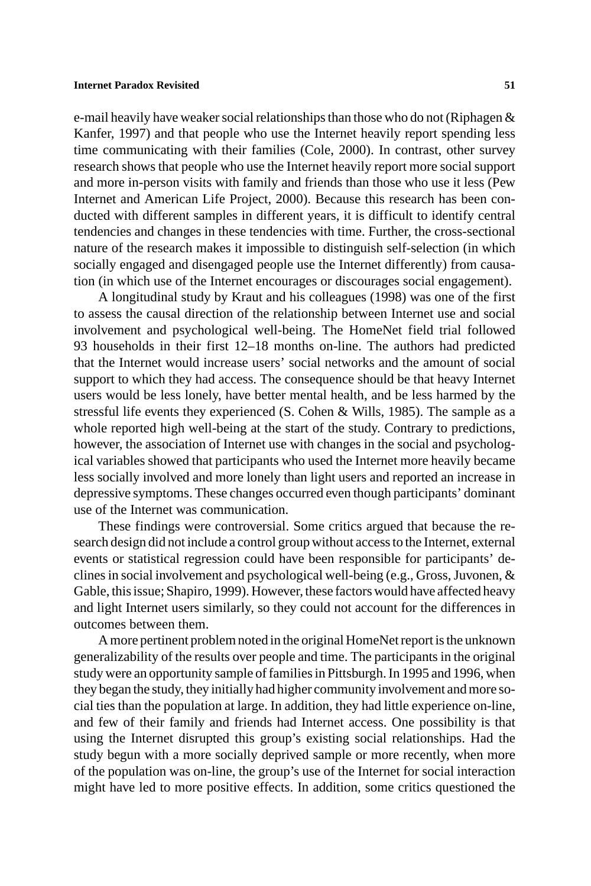e-mail heavily have weaker social relationships than those who do not (Riphagen & Kanfer, 1997) and that people who use the Internet heavily report spending less time communicating with their families (Cole, 2000). In contrast, other survey research shows that people who use the Internet heavily report more social support and more in-person visits with family and friends than those who use it less (Pew Internet and American Life Project, 2000). Because this research has been conducted with different samples in different years, it is difficult to identify central tendencies and changes in these tendencies with time. Further, the cross-sectional nature of the research makes it impossible to distinguish self-selection (in which socially engaged and disengaged people use the Internet differently) from causation (in which use of the Internet encourages or discourages social engagement).

A longitudinal study by Kraut and his colleagues (1998) was one of the first to assess the causal direction of the relationship between Internet use and social involvement and psychological well-being. The HomeNet field trial followed 93 households in their first 12–18 months on-line. The authors had predicted that the Internet would increase users' social networks and the amount of social support to which they had access. The consequence should be that heavy Internet users would be less lonely, have better mental health, and be less harmed by the stressful life events they experienced (S. Cohen & Wills, 1985). The sample as a whole reported high well-being at the start of the study. Contrary to predictions, however, the association of Internet use with changes in the social and psychological variables showed that participants who used the Internet more heavily became less socially involved and more lonely than light users and reported an increase in depressive symptoms. These changes occurred even though participants' dominant use of the Internet was communication.

These findings were controversial. Some critics argued that because the research design did not include a control group without access to the Internet, external events or statistical regression could have been responsible for participants' declines in social involvement and psychological well-being (e.g., Gross, Juvonen, & Gable, this issue; Shapiro, 1999). However, these factors would have affected heavy and light Internet users similarly, so they could not account for the differences in outcomes between them.

A more pertinent problem noted in the original HomeNet report is the unknown generalizability of the results over people and time. The participants in the original study were an opportunity sample of families in Pittsburgh. In 1995 and 1996, when they began the study, they initially had higher community involvement and more social ties than the population at large. In addition, they had little experience on-line, and few of their family and friends had Internet access. One possibility is that using the Internet disrupted this group's existing social relationships. Had the study begun with a more socially deprived sample or more recently, when more of the population was on-line, the group's use of the Internet for social interaction might have led to more positive effects. In addition, some critics questioned the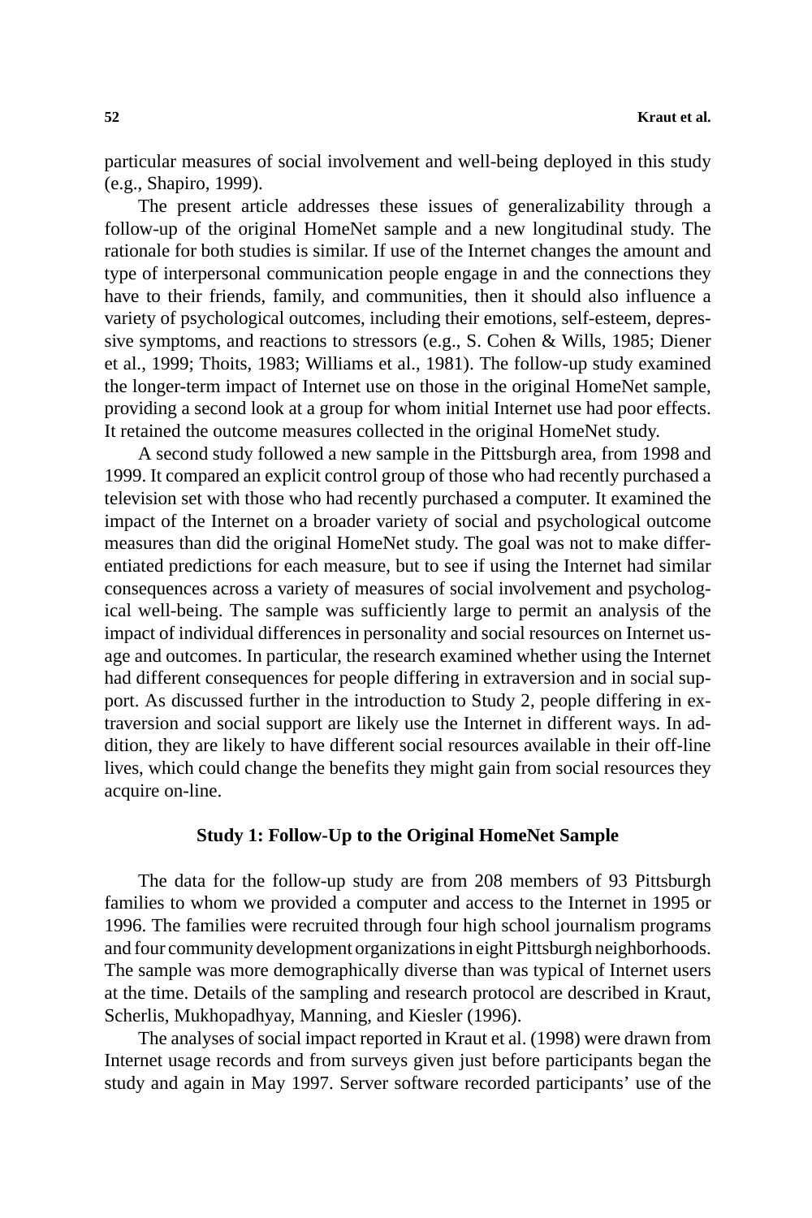particular measures of social involvement and well-being deployed in this study (e.g., Shapiro, 1999).

The present article addresses these issues of generalizability through a follow-up of the original HomeNet sample and a new longitudinal study. The rationale for both studies is similar. If use of the Internet changes the amount and type of interpersonal communication people engage in and the connections they have to their friends, family, and communities, then it should also influence a variety of psychological outcomes, including their emotions, self-esteem, depressive symptoms, and reactions to stressors (e.g., S. Cohen & Wills, 1985; Diener et al., 1999; Thoits, 1983; Williams et al., 1981). The follow-up study examined the longer-term impact of Internet use on those in the original HomeNet sample, providing a second look at a group for whom initial Internet use had poor effects. It retained the outcome measures collected in the original HomeNet study.

A second study followed a new sample in the Pittsburgh area, from 1998 and 1999. It compared an explicit control group of those who had recently purchased a television set with those who had recently purchased a computer. It examined the impact of the Internet on a broader variety of social and psychological outcome measures than did the original HomeNet study. The goal was not to make differentiated predictions for each measure, but to see if using the Internet had similar consequences across a variety of measures of social involvement and psychological well-being. The sample was sufficiently large to permit an analysis of the impact of individual differences in personality and social resources on Internet usage and outcomes. In particular, the research examined whether using the Internet had different consequences for people differing in extraversion and in social support. As discussed further in the introduction to Study 2, people differing in extraversion and social support are likely use the Internet in different ways. In addition, they are likely to have different social resources available in their off-line lives, which could change the benefits they might gain from social resources they acquire on-line.

## Study 1: Follow-Up to the Original HomeNet Sample

The data for the follow-up study are from 208 members of 93 Pittsburgh families to whom we provided a computer and access to the Internet in 1995 or 1996. The families were recruited through four high school journalism programs and four community development organizations in eight Pittsburgh neighborhoods. The sample was more demographically diverse than was typical of Internet users at the time. Details of the sampling and research protocol are described in Kraut, Scherlis, Mukhopadhyay, Manning, and Kiesler (1996).

The analyses of social impact reported in Kraut et al. (1998) were drawn from Internet usage records and from surveys given just before participants began the study and again in May 1997. Server software recorded participants' use of the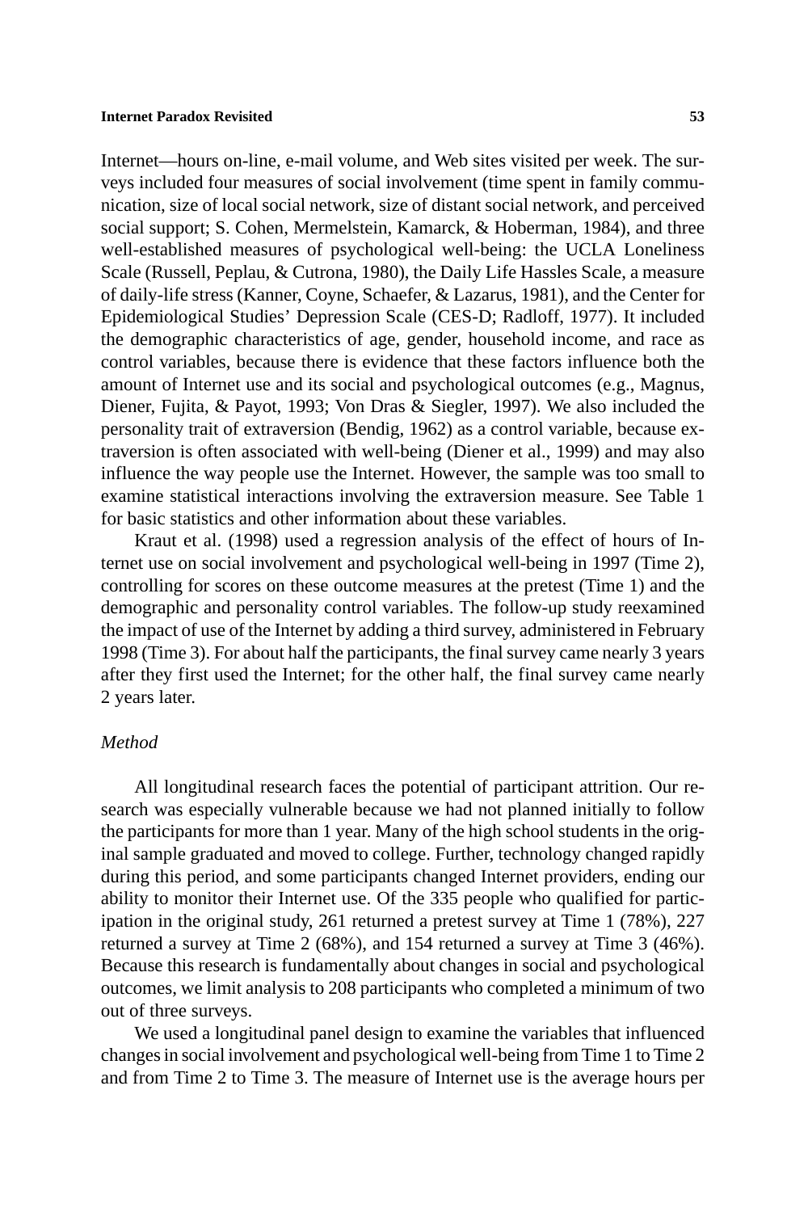Internet—hours on-line, e-mail volume, and Web sites visited per week. The surveys included four measures of social involvement (time spent in family communication, size of local social network, size of distant social network, and perceived social support; S. Cohen, Mermelstein, Kamarck, & Hoberman, 1984), and three well-established measures of psychological well-being: the UCLA Loneliness Scale (Russell, Peplau, & Cutrona, 1980), the Daily Life Hassles Scale, a measure of daily-life stress (Kanner, Coyne, Schaefer, & Lazarus, 1981), and the Center for Epidemiological Studies' Depression Scale (CES-D; Radloff, 1977). It included the demographic characteristics of age, gender, household income, and race as control variables, because there is evidence that these factors influence both the amount of Internet use and its social and psychological outcomes (e.g., Magnus, Diener, Fujita, & Payot, 1993; Von Dras & Siegler, 1997). We also included the personality trait of extraversion (Bendig, 1962) as a control variable, because extraversion is often associated with well-being (Diener et al., 1999) and may also influence the way people use the Internet. However, the sample was too small to examine statistical interactions involving the extraversion measure. See Table 1 for basic statistics and other information about these variables.

Kraut et al. (1998) used a regression analysis of the effect of hours of Internet use on social involvement and psychological well-being in 1997 (Time 2), controlling for scores on these outcome measures at the pretest (Time 1) and the demographic and personality control variables. The follow-up study reexamined the impact of use of the Internet by adding a third survey, administered in February 1998 (Time 3). For about half the participants, the final survey came nearly 3 years after they first used the Internet; for the other half, the final survey came nearly 2 years later.

### *Method*

All longitudinal research faces the potential of participant attrition. Our research was especially vulnerable because we had not planned initially to follow the participants for more than 1 year. Many of the high school students in the original sample graduated and moved to college. Further, technology changed rapidly during this period, and some participants changed Internet providers, ending our ability to monitor their Internet use. Of the 335 people who qualified for participation in the original study, 261 returned a pretest survey at Time 1 (78%), 227 returned a survey at Time 2 (68%), and 154 returned a survey at Time 3 (46%). Because this research is fundamentally about changes in social and psychological outcomes, we limit analysis to 208 participants who completed a minimum of two out of three surveys.

We used a longitudinal panel design to examine the variables that influenced changes in social involvement and psychological well-being from Time 1 to Time 2 and from Time 2 to Time 3. The measure of Internet use is the average hours per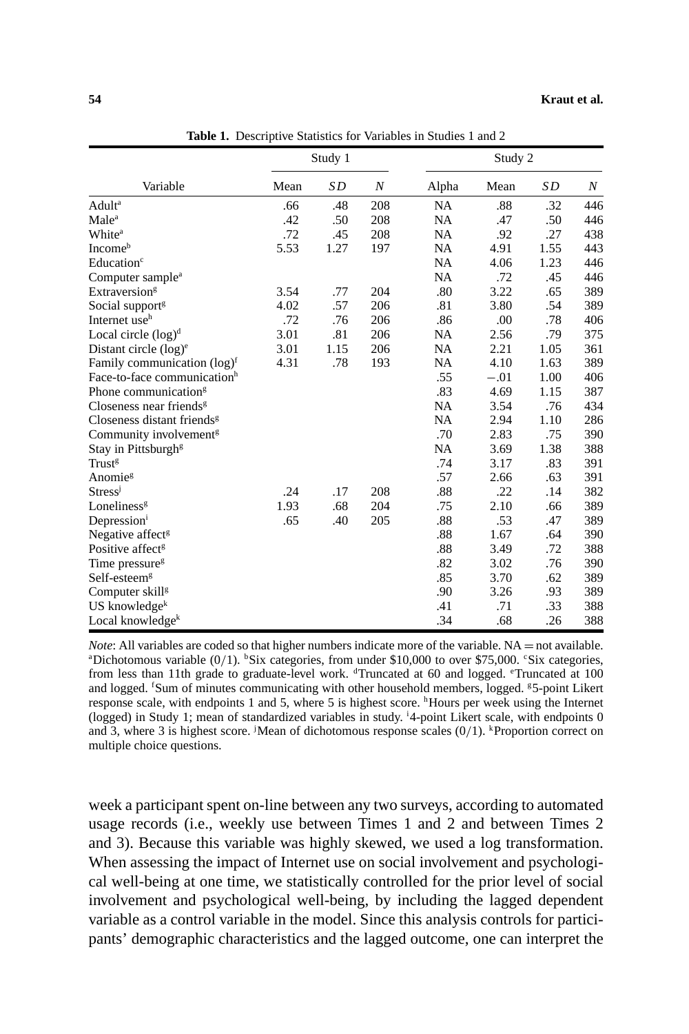**Table 1.** Descriptive Statistics for Variables in Studies 1 and 2

| Variable | Study 1 | | | Study 2 | | | |
|---|---|---|---|---|---|---|---|
| | Mean | *SD* | *N* | Alpha | Mean | *SD* | *N* |
| Adult[a] | .66 | .48 | 208 | NA | .88 | .32 | 446 |
| Male[a] | .42 | .50 | 208 | NA | .47 | .50 | 446 |
| White[a] | .72 | .45 | 208 | NA | .92 | .27 | 438 |
| Income[b] | 5.53 | 1.27 | 197 | NA | 4.91 | 1.55 | 443 |
| Education[c] | | | | NA | 4.06 | 1.23 | 446 |
| Computer sample[a] | | | | NA | .72 | .45 | 446 |
| Extraversion[g] | 3.54 | .77 | 204 | .80 | 3.22 | .65 | 389 |
| Social support[g] | 4.02 | .57 | 206 | .81 | 3.80 | .54 | 389 |
| Internet use[h] | .72 | .76 | 206 | .86 | .00 | .78 | 406 |
| Local circle (log)[d] | 3.01 | .81 | 206 | NA | 2.56 | .79 | 375 |
| Distant circle (log)[e] | 3.01 | 1.15 | 206 | NA | 2.21 | 1.05 | 361 |
| Family communication (log)[f] | 4.31 | .78 | 193 | NA | 4.10 | 1.63 | 389 |
| Face-to-face communication[h] | | | | .55 | −.01 | 1.00 | 406 |
| Phone communication[g] | | | | .83 | 4.69 | 1.15 | 387 |
| Closeness near friends[g] | | | | NA | 3.54 | .76 | 434 |
| Closeness distant friends[g] | | | | NA | 2.94 | 1.10 | 286 |
| Community involvement[g] | | | | .70 | 2.83 | .75 | 390 |
| Stay in Pittsburgh[g] | | | | NA | 3.69 | 1.38 | 388 |
| Trust[g] | | | | .74 | 3.17 | .83 | 391 |
| Anomie[g] | | | | .57 | 2.66 | .63 | 391 |
| Stress[j] | .24 | .17 | 208 | .88 | .22 | .14 | 382 |
| Loneliness[g] | 1.93 | .68 | 204 | .75 | 2.10 | .66 | 389 |
| Depression[i] | .65 | .40 | 205 | .88 | .53 | .47 | 389 |
| Negative affect[g] | | | | .88 | 1.67 | .64 | 390 |
| Positive affect[g] | | | | .88 | 3.49 | .72 | 388 |
| Time pressure[g] | | | | .82 | 3.02 | .76 | 390 |
| Self-esteem[g] | | | | .85 | 3.70 | .62 | 389 |
| Computer skill[g] | | | | .90 | 3.26 | .93 | 389 |
| US knowledge[k] | | | | .41 | .71 | .33 | 388 |
| Local knowledge[k] | | | | .34 | .68 | .26 | 388 |

*Note*: All variables are coded so that higher numbers indicate more of the variable. NA = not available. [a]Dichotomous variable (0/1). [b]Six categories, from under $10,000 to over $75,000. [c]Six categories, from less than 11th grade to graduate-level work. [d]Truncated at 60 and logged. [e]Truncated at 100 and logged. [f]Sum of minutes communicating with other household members, logged. [g]5-point Likert response scale, with endpoints 1 and 5, where 5 is highest score. [h]Hours per week using the Internet (logged) in Study 1; mean of standardized variables in study. [i]4-point Likert scale, with endpoints 0 and 3, where 3 is highest score. [j]Mean of dichotomous response scales (0/1). [k]Proportion correct on multiple choice questions.

week a participant spent on-line between any two surveys, according to automated usage records (i.e., weekly use between Times 1 and 2 and between Times 2 and 3). Because this variable was highly skewed, we used a log transformation. When assessing the impact of Internet use on social involvement and psychological well-being at one time, we statistically controlled for the prior level of social involvement and psychological well-being, by including the lagged dependent variable as a control variable in the model. Since this analysis controls for participants' demographic characteristics and the lagged outcome, one can interpret the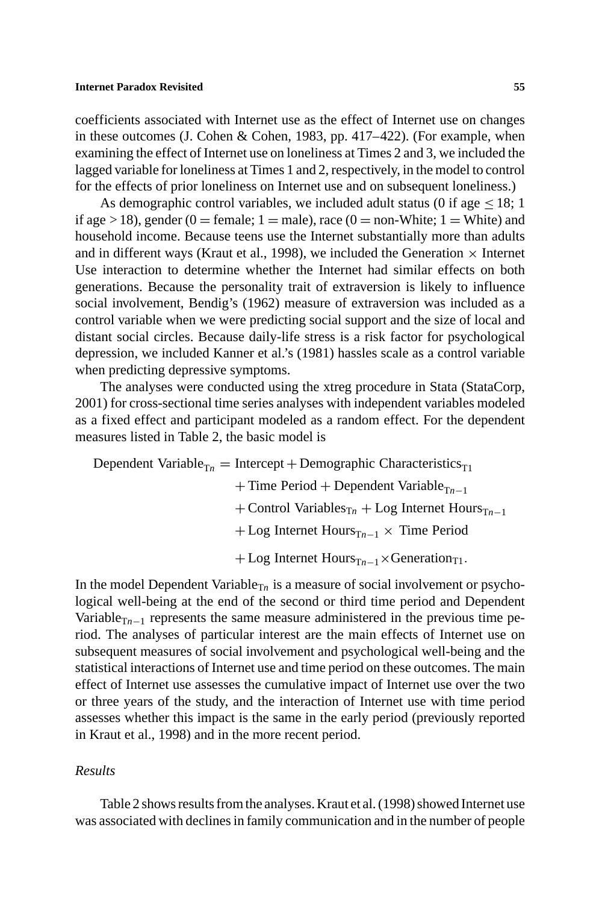coefficients associated with Internet use as the effect of Internet use on changes in these outcomes (J. Cohen & Cohen, 1983, pp. 417–422). (For example, when examining the effect of Internet use on loneliness at Times 2 and 3, we included the lagged variable for loneliness at Times 1 and 2, respectively, in the model to control for the effects of prior loneliness on Internet use and on subsequent loneliness.)

As demographic control variables, we included adult status (0 if age $\leq 18$; 1 if age $> 18$), gender (0 = female; 1 = male), race (0 = non-White; 1 = White) and household income. Because teens use the Internet substantially more than adults and in different ways (Kraut et al., 1998), we included the Generation × Internet Use interaction to determine whether the Internet had similar effects on both generations. Because the personality trait of extraversion is likely to influence social involvement, Bendig's (1962) measure of extraversion was included as a control variable when we were predicting social support and the size of local and distant social circles. Because daily-life stress is a risk factor for psychological depression, we included Kanner et al.'s (1981) hassles scale as a control variable when predicting depressive symptoms.

The analyses were conducted using the xtreg procedure in Stata (StataCorp, 2001) for cross-sectional time series analyses with independent variables modeled as a fixed effect and participant modeled as a random effect. For the dependent measures listed in Table 2, the basic model is

$$
\begin{aligned}
\text{Dependent Variable}_{\mathrm{T}n} = {} & \text{Intercept} + \text{Demographic Characteristics}_{\mathrm{T}1} \\
& + \text{Time Period} + \text{Dependent Variable}_{\mathrm{T}n-1} \\
& + \text{Control Variables}_{\mathrm{T}n} + \text{Log Internet Hours}_{\mathrm{T}n-1} \\
& + \text{Log Internet Hours}_{\mathrm{T}n-1} \times \text{Time Period} \\
& + \text{Log Internet Hours}_{\mathrm{T}n-1} \times \text{Generation}_{\mathrm{T}1}.
\end{aligned}
$$

In the model Dependent Variable$_{\mathrm{T}n}$ is a measure of social involvement or psychological well-being at the end of the second or third time period and Dependent Variable$_{\mathrm{T}n-1}$ represents the same measure administered in the previous time period. The analyses of particular interest are the main effects of Internet use on subsequent measures of social involvement and psychological well-being and the statistical interactions of Internet use and time period on these outcomes. The main effect of Internet use assesses the cumulative impact of Internet use over the two or three years of the study, and the interaction of Internet use with time period assesses whether this impact is the same in the early period (previously reported in Kraut et al., 1998) and in the more recent period.

### *Results*

Table 2 shows results from the analyses. Kraut et al. (1998) showed Internet use was associated with declines in family communication and in the number of people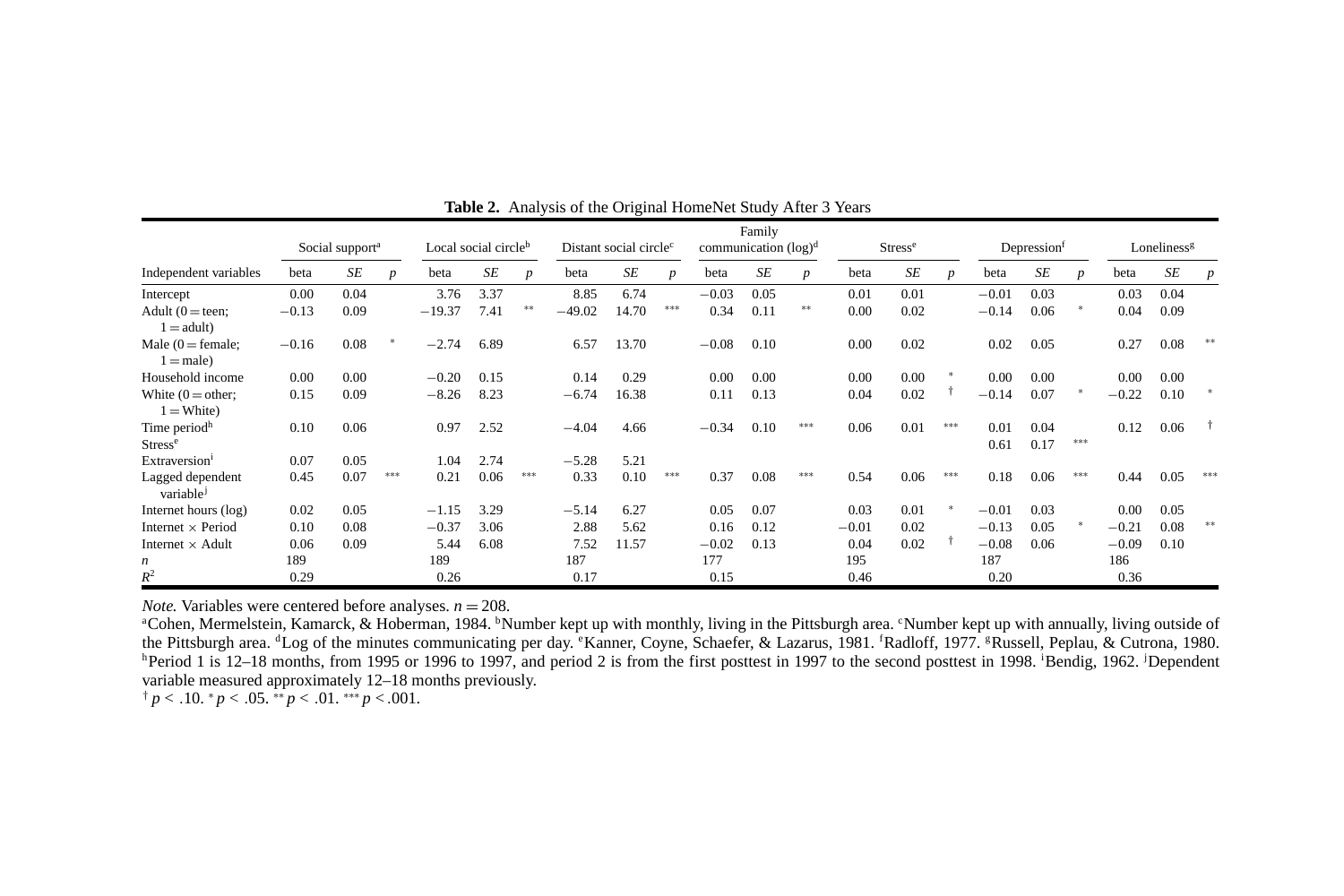**Table 2.** Analysis of the Original HomeNet Study After 3 Years

| | Social support[a] | | | Local social circle[b] | | | Distant social circle[c] | | | Family communication (log)[d] | | | Stress[e] | | | Depression[f] | | | Loneliness[g] | | |
|---|---|---|---|---|---|---|---|---|---|---|---|---|---|---|---|---|---|---|---|---|---|
| Independent variables | beta | *SE* | *p* | beta | *SE* | *p* | beta | *SE* | *p* | beta | *SE* | *p* | beta | *SE* | *p* | beta | *SE* | *p* | beta | *SE* | *p* |
| Intercept | 0.00 | 0.04 | | 3.76 | 3.37 | | 8.85 | 6.74 | | −0.03 | 0.05 | | 0.01 | 0.01 | | −0.01 | 0.03 | | 0.03 | 0.04 | |
| Adult (0 = teen; 1 = adult) | −0.13 | 0.09 | | −19.37 | 7.41 | ** | −49.02 | 14.70 | *** | 0.34 | 0.11 | ** | 0.00 | 0.02 | | −0.14 | 0.06 | * | 0.04 | 0.09 | |
| Male (0 = female; 1 = male) | −0.16 | 0.08 | * | −2.74 | 6.89 | | 6.57 | 13.70 | | −0.08 | 0.10 | | 0.00 | 0.02 | | 0.02 | 0.05 | | 0.27 | 0.08 | ** |
| Household income | 0.00 | 0.00 | | −0.20 | 0.15 | | 0.14 | 0.29 | | 0.00 | 0.00 | | 0.00 | 0.00 | * | 0.00 | 0.00 | | 0.00 | 0.00 | |
| White (0 = other; 1 = White) | 0.15 | 0.09 | | −8.26 | 8.23 | | −6.74 | 16.38 | | 0.11 | 0.13 | | 0.04 | 0.02 | † | −0.14 | 0.07 | * | −0.22 | 0.10 | * |
| Time period[h] | 0.10 | 0.06 | | 0.97 | 2.52 | | −4.04 | 4.66 | | −0.34 | 0.10 | *** | 0.06 | 0.01 | *** | 0.01 | 0.04 | | 0.12 | 0.06 | † |
| Stress[e] | | | | | | | | | | | | | | | | 0.61 | 0.17 | *** | | | |
| Extraversion[i] | 0.07 | 0.05 | | 1.04 | 2.74 | | −5.28 | 5.21 | | | | | | | | | | | | | |
| Lagged dependent variable[j] | 0.45 | 0.07 | *** | 0.21 | 0.06 | *** | 0.33 | 0.10 | *** | 0.37 | 0.08 | *** | 0.54 | 0.06 | *** | 0.18 | 0.06 | *** | 0.44 | 0.05 | *** |
| Internet hours (log) | 0.02 | 0.05 | | −1.15 | 3.29 | | −5.14 | 6.27 | | 0.05 | 0.07 | | 0.03 | 0.01 | * | −0.01 | 0.03 | | 0.00 | 0.05 | |
| Internet × Period | 0.10 | 0.08 | | −0.37 | 3.06 | | 2.88 | 5.62 | | 0.16 | 0.12 | | −0.01 | 0.02 | | −0.13 | 0.05 | * | −0.21 | 0.08 | ** |
| Internet × Adult | 0.06 | 0.09 | | 5.44 | 6.08 | | 7.52 | 11.57 | | −0.02 | 0.13 | | 0.04 | 0.02 | † | −0.08 | 0.06 | | −0.09 | 0.10 | |
| *n* | 189 | | | 189 | | | 187 | | | 177 | | | 195 | | | 187 | | | 186 | | |
| $R^2$ | 0.29 | | | 0.26 | | | 0.17 | | | 0.15 | | | 0.46 | | | 0.20 | | | 0.36 | | |

*Note.* Variables were centered before analyses. $n = 208$.
[a]Cohen, Mermelstein, Kamarck, & Hoberman, 1984. [b]Number kept up with monthly, living in the Pittsburgh area. [c]Number kept up with annually, living outside of the Pittsburgh area. [d]Log of the minutes communicating per day. [e]Kanner, Coyne, Schaefer, & Lazarus, 1981. [f]Radloff, 1977. [g]Russell, Peplau, & Cutrona, 1980. [h]Period 1 is 12–18 months, from 1995 or 1996 to 1997, and period 2 is from the first posttest in 1997 to the second posttest in 1998. [i]Bendig, 1962. [j]Dependent variable measured approximately 12–18 months previously.
† $p < .10$. * $p < .05$. ** $p < .01$. *** $p < .001$.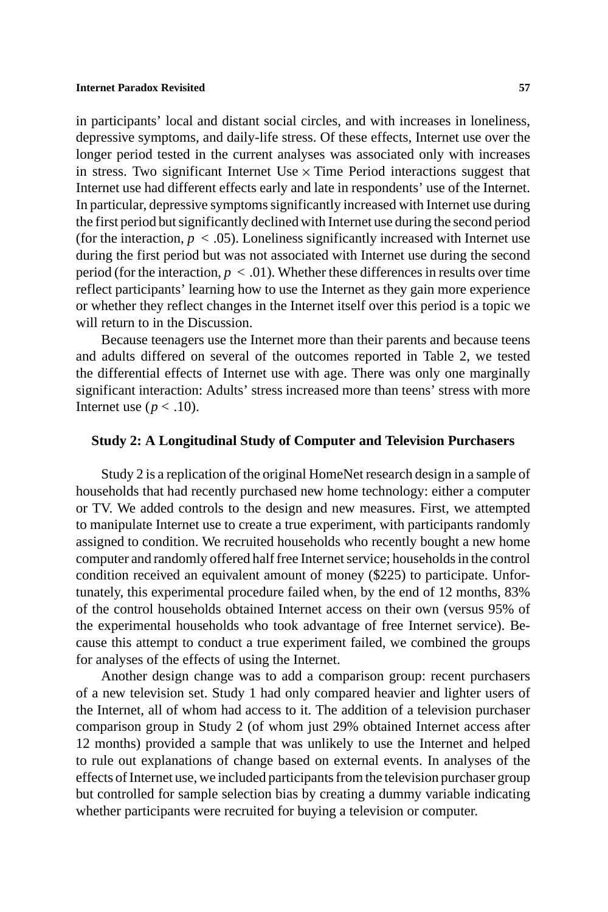in participants' local and distant social circles, and with increases in loneliness, depressive symptoms, and daily-life stress. Of these effects, Internet use over the longer period tested in the current analyses was associated only with increases in stress. Two significant Internet Use × Time Period interactions suggest that Internet use had different effects early and late in respondents' use of the Internet. In particular, depressive symptoms significantly increased with Internet use during the first period but significantly declined with Internet use during the second period (for the interaction, $p < .05$). Loneliness significantly increased with Internet use during the first period but was not associated with Internet use during the second period (for the interaction, $p < .01$). Whether these differences in results over time reflect participants' learning how to use the Internet as they gain more experience or whether they reflect changes in the Internet itself over this period is a topic we will return to in the Discussion.

Because teenagers use the Internet more than their parents and because teens and adults differed on several of the outcomes reported in Table 2, we tested the differential effects of Internet use with age. There was only one marginally significant interaction: Adults' stress increased more than teens' stress with more Internet use ($p < .10$).

## Study 2: A Longitudinal Study of Computer and Television Purchasers

Study 2 is a replication of the original HomeNet research design in a sample of households that had recently purchased new home technology: either a computer or TV. We added controls to the design and new measures. First, we attempted to manipulate Internet use to create a true experiment, with participants randomly assigned to condition. We recruited households who recently bought a new home computer and randomly offered half free Internet service; households in the control condition received an equivalent amount of money ($225) to participate. Unfortunately, this experimental procedure failed when, by the end of 12 months, 83% of the control households obtained Internet access on their own (versus 95% of the experimental households who took advantage of free Internet service). Because this attempt to conduct a true experiment failed, we combined the groups for analyses of the effects of using the Internet.

Another design change was to add a comparison group: recent purchasers of a new television set. Study 1 had only compared heavier and lighter users of the Internet, all of whom had access to it. The addition of a television purchaser comparison group in Study 2 (of whom just 29% obtained Internet access after 12 months) provided a sample that was unlikely to use the Internet and helped to rule out explanations of change based on external events. In analyses of the effects of Internet use, we included participants from the television purchaser group but controlled for sample selection bias by creating a dummy variable indicating whether participants were recruited for buying a television or computer.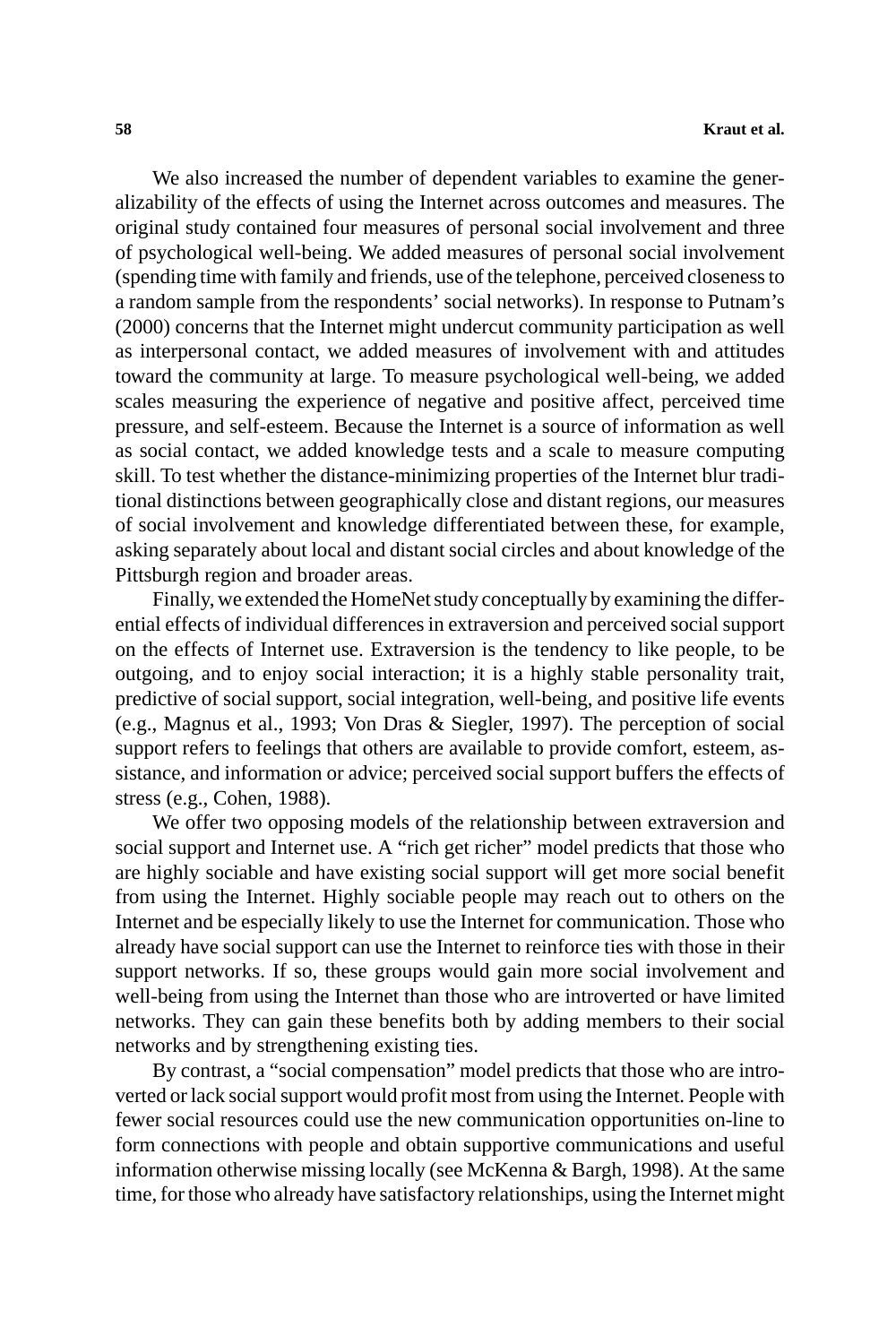We also increased the number of dependent variables to examine the generalizability of the effects of using the Internet across outcomes and measures. The original study contained four measures of personal social involvement and three of psychological well-being. We added measures of personal social involvement (spending time with family and friends, use of the telephone, perceived closeness to a random sample from the respondents' social networks). In response to Putnam's (2000) concerns that the Internet might undercut community participation as well as interpersonal contact, we added measures of involvement with and attitudes toward the community at large. To measure psychological well-being, we added scales measuring the experience of negative and positive affect, perceived time pressure, and self-esteem. Because the Internet is a source of information as well as social contact, we added knowledge tests and a scale to measure computing skill. To test whether the distance-minimizing properties of the Internet blur traditional distinctions between geographically close and distant regions, our measures of social involvement and knowledge differentiated between these, for example, asking separately about local and distant social circles and about knowledge of the Pittsburgh region and broader areas.

Finally, we extended the HomeNet study conceptually by examining the differential effects of individual differences in extraversion and perceived social support on the effects of Internet use. Extraversion is the tendency to like people, to be outgoing, and to enjoy social interaction; it is a highly stable personality trait, predictive of social support, social integration, well-being, and positive life events (e.g., Magnus et al., 1993; Von Dras & Siegler, 1997). The perception of social support refers to feelings that others are available to provide comfort, esteem, assistance, and information or advice; perceived social support buffers the effects of stress (e.g., Cohen, 1988).

We offer two opposing models of the relationship between extraversion and social support and Internet use. A "rich get richer" model predicts that those who are highly sociable and have existing social support will get more social benefit from using the Internet. Highly sociable people may reach out to others on the Internet and be especially likely to use the Internet for communication. Those who already have social support can use the Internet to reinforce ties with those in their support networks. If so, these groups would gain more social involvement and well-being from using the Internet than those who are introverted or have limited networks. They can gain these benefits both by adding members to their social networks and by strengthening existing ties.

By contrast, a "social compensation" model predicts that those who are introverted or lack social support would profit most from using the Internet. People with fewer social resources could use the new communication opportunities on-line to form connections with people and obtain supportive communications and useful information otherwise missing locally (see McKenna & Bargh, 1998). At the same time, for those who already have satisfactory relationships, using the Internet might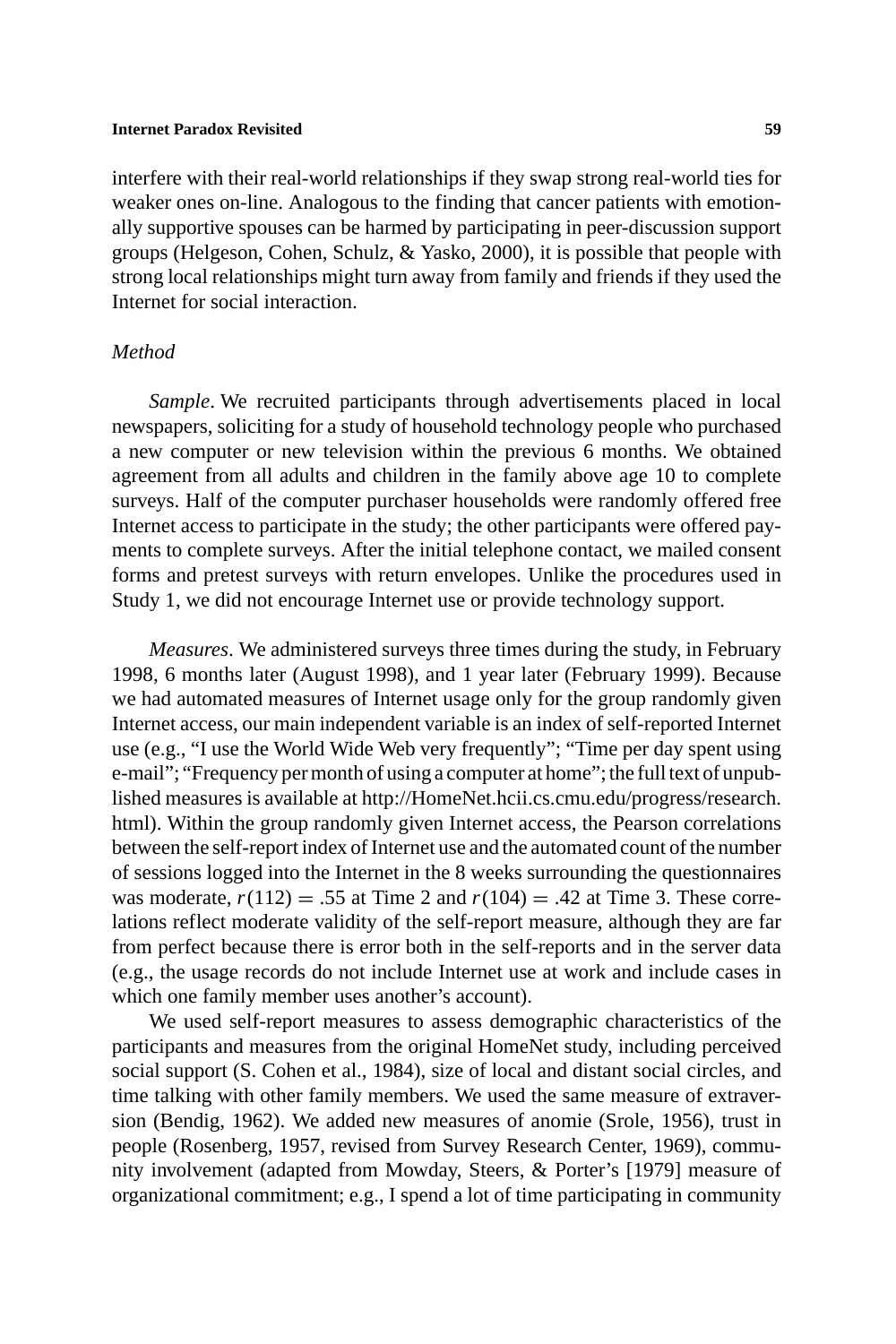interfere with their real-world relationships if they swap strong real-world ties for weaker ones on-line. Analogous to the finding that cancer patients with emotionally supportive spouses can be harmed by participating in peer-discussion support groups (Helgeson, Cohen, Schulz, & Yasko, 2000), it is possible that people with strong local relationships might turn away from family and friends if they used the Internet for social interaction.

### *Method*

*Sample*. We recruited participants through advertisements placed in local newspapers, soliciting for a study of household technology people who purchased a new computer or new television within the previous 6 months. We obtained agreement from all adults and children in the family above age 10 to complete surveys. Half of the computer purchaser households were randomly offered free Internet access to participate in the study; the other participants were offered payments to complete surveys. After the initial telephone contact, we mailed consent forms and pretest surveys with return envelopes. Unlike the procedures used in Study 1, we did not encourage Internet use or provide technology support.

*Measures*. We administered surveys three times during the study, in February 1998, 6 months later (August 1998), and 1 year later (February 1999). Because we had automated measures of Internet usage only for the group randomly given Internet access, our main independent variable is an index of self-reported Internet use (e.g., "I use the World Wide Web very frequently"; "Time per day spent using e-mail"; "Frequency per month of using a computer at home"; the full text of unpublished measures is available at http://HomeNet.hcii.cs.cmu.edu/progress/research.html). Within the group randomly given Internet access, the Pearson correlations between the self-report index of Internet use and the automated count of the number of sessions logged into the Internet in the 8 weeks surrounding the questionnaires was moderate, $r(112) = .55$ at Time 2 and $r(104) = .42$ at Time 3. These correlations reflect moderate validity of the self-report measure, although they are far from perfect because there is error both in the self-reports and in the server data (e.g., the usage records do not include Internet use at work and include cases in which one family member uses another's account).

We used self-report measures to assess demographic characteristics of the participants and measures from the original HomeNet study, including perceived social support (S. Cohen et al., 1984), size of local and distant social circles, and time talking with other family members. We used the same measure of extraversion (Bendig, 1962). We added new measures of anomie (Srole, 1956), trust in people (Rosenberg, 1957, revised from Survey Research Center, 1969), community involvement (adapted from Mowday, Steers, & Porter's [1979] measure of organizational commitment; e.g., I spend a lot of time participating in community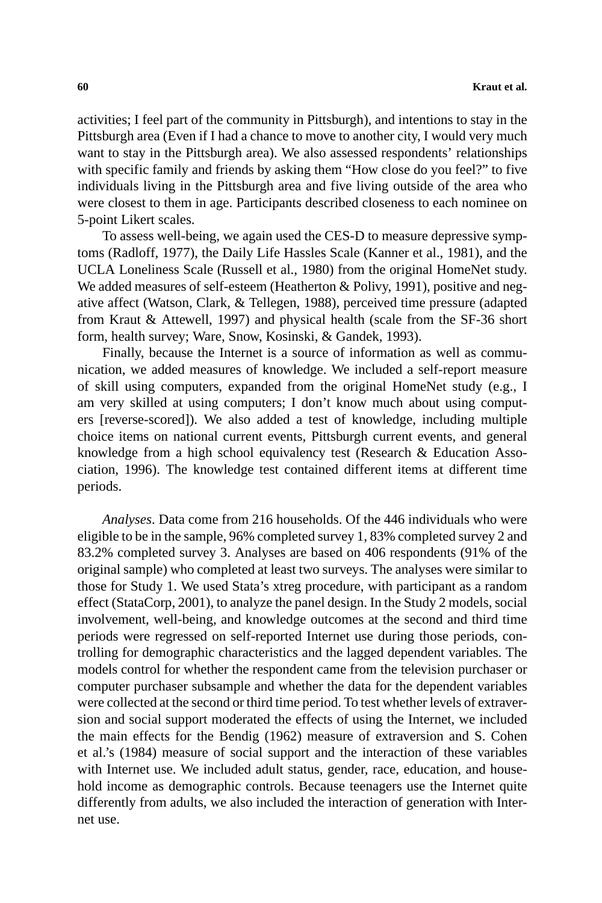activities; I feel part of the community in Pittsburgh), and intentions to stay in the Pittsburgh area (Even if I had a chance to move to another city, I would very much want to stay in the Pittsburgh area). We also assessed respondents' relationships with specific family and friends by asking them "How close do you feel?" to five individuals living in the Pittsburgh area and five living outside of the area who were closest to them in age. Participants described closeness to each nominee on 5-point Likert scales.

To assess well-being, we again used the CES-D to measure depressive symptoms (Radloff, 1977), the Daily Life Hassles Scale (Kanner et al., 1981), and the UCLA Loneliness Scale (Russell et al., 1980) from the original HomeNet study. We added measures of self-esteem (Heatherton & Polivy, 1991), positive and negative affect (Watson, Clark, & Tellegen, 1988), perceived time pressure (adapted from Kraut & Attewell, 1997) and physical health (scale from the SF-36 short form, health survey; Ware, Snow, Kosinski, & Gandek, 1993).

Finally, because the Internet is a source of information as well as communication, we added measures of knowledge. We included a self-report measure of skill using computers, expanded from the original HomeNet study (e.g., I am very skilled at using computers; I don't know much about using computers [reverse-scored]). We also added a test of knowledge, including multiple choice items on national current events, Pittsburgh current events, and general knowledge from a high school equivalency test (Research & Education Association, 1996). The knowledge test contained different items at different time periods.

*Analyses*. Data come from 216 households. Of the 446 individuals who were eligible to be in the sample, 96% completed survey 1, 83% completed survey 2 and 83.2% completed survey 3. Analyses are based on 406 respondents (91% of the original sample) who completed at least two surveys. The analyses were similar to those for Study 1. We used Stata's xtreg procedure, with participant as a random effect (StataCorp, 2001), to analyze the panel design. In the Study 2 models, social involvement, well-being, and knowledge outcomes at the second and third time periods were regressed on self-reported Internet use during those periods, controlling for demographic characteristics and the lagged dependent variables. The models control for whether the respondent came from the television purchaser or computer purchaser subsample and whether the data for the dependent variables were collected at the second or third time period. To test whether levels of extraversion and social support moderated the effects of using the Internet, we included the main effects for the Bendig (1962) measure of extraversion and S. Cohen et al.'s (1984) measure of social support and the interaction of these variables with Internet use. We included adult status, gender, race, education, and household income as demographic controls. Because teenagers use the Internet quite differently from adults, we also included the interaction of generation with Internet use.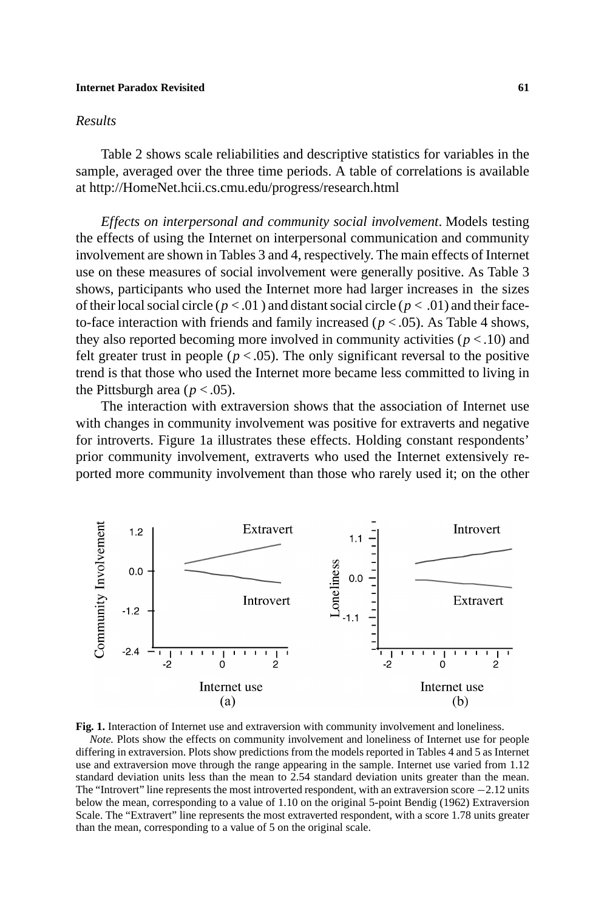*Results*

Table 2 shows scale reliabilities and descriptive statistics for variables in the sample, averaged over the three time periods. A table of correlations is available at http://HomeNet.hcii.cs.cmu.edu/progress/research.html

*Effects on interpersonal and community social involvement*. Models testing the effects of using the Internet on interpersonal communication and community involvement are shown in Tables 3 and 4, respectively. The main effects of Internet use on these measures of social involvement were generally positive. As Table 3 shows, participants who used the Internet more had larger increases in the sizes of their local social circle ($p < .01$) and distant social circle ($p < .01$) and their face-to-face interaction with friends and family increased ($p < .05$). As Table 4 shows, they also reported becoming more involved in community activities ($p < .10$) and felt greater trust in people ($p < .05$). The only significant reversal to the positive trend is that those who used the Internet more became less committed to living in the Pittsburgh area ($p < .05$).

The interaction with extraversion shows that the association of Internet use with changes in community involvement was positive for extraverts and negative for introverts. Figure 1a illustrates these effects. Holding constant respondents' prior community involvement, extraverts who used the Internet extensively reported more community involvement than those who rarely used it; on the other

**Fig. 1.** Interaction of Internet use and extraversion with community involvement and loneliness.

*Note.* Plots show the effects on community involvement and loneliness of Internet use for people differing in extraversion. Plots show predictions from the models reported in Tables 4 and 5 as Internet use and extraversion move through the range appearing in the sample. Internet use varied from 1.12 standard deviation units less than the mean to 2.54 standard deviation units greater than the mean. The "Introvert" line represents the most introverted respondent, with an extraversion score −2.12 units below the mean, corresponding to a value of 1.10 on the original 5-point Bendig (1962) Extraversion Scale. The "Extravert" line represents the most extraverted respondent, with a score 1.78 units greater than the mean, corresponding to a value of 5 on the original scale.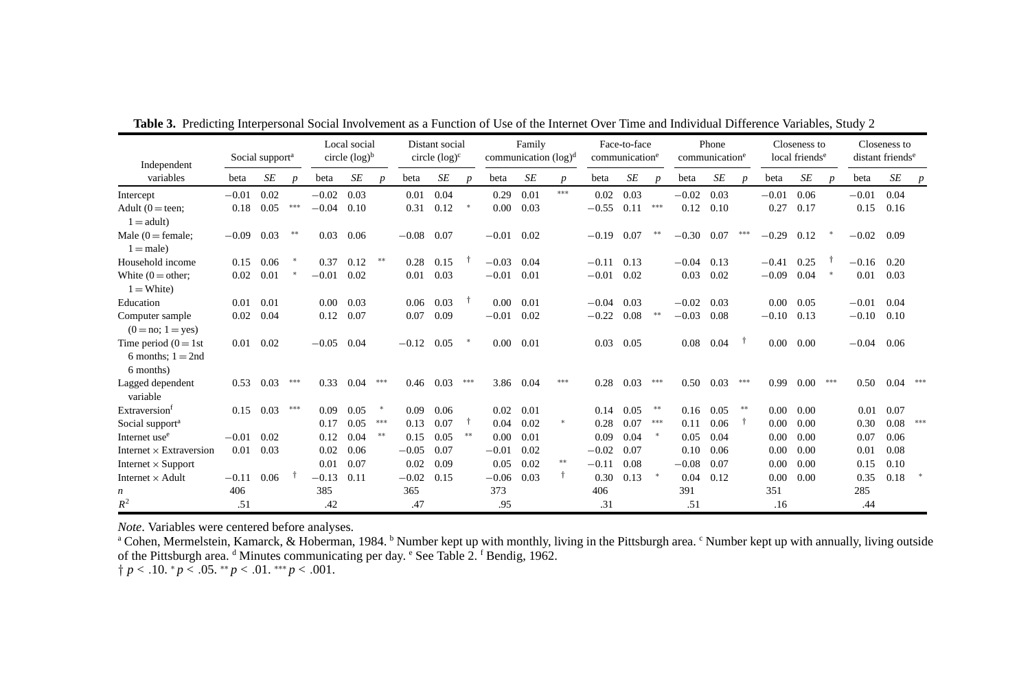**Table 3.** Predicting Interpersonal Social Involvement as a Function of Use of the Internet Over Time and Individual Difference Variables, Study 2

| Independent variables | Social support[a] | | | Local social circle (log)[b] | | | Distant social circle (log)[c] | | | Family communication (log)[d] | | | Face-to-face communication[e] | | | Phone communication[e] | | | Closeness to local friends[e] | | | Closeness to distant friends[e] | | |
|---|---|---|---|---|---|---|---|---|---|---|---|---|---|---|---|---|---|---|---|---|---|---|---|---|
| | beta | *SE* | *p* | beta | *SE* | *p* | beta | *SE* | *p* | beta | *SE* | *p* | beta | *SE* | *p* | beta | *SE* | *p* | beta | *SE* | *p* | beta | *SE* | *p* |
| Intercept | −0.01 | 0.02 | | −0.02 | 0.03 | | 0.01 | 0.04 | | 0.29 | 0.01 | *** | 0.02 | 0.03 | | −0.02 | 0.03 | | −0.01 | 0.06 | | −0.01 | 0.04 | |
| Adult (0 = teen; 1 = adult) | 0.18 | 0.05 | *** | −0.04 | 0.10 | | 0.31 | 0.12 | * | 0.00 | 0.03 | | −0.55 | 0.11 | *** | 0.12 | 0.10 | | 0.27 | 0.17 | | 0.15 | 0.16 | |
| Male (0 = female; 1 = male) | −0.09 | 0.03 | ** | 0.03 | 0.06 | | −0.08 | 0.07 | | −0.01 | 0.02 | | −0.19 | 0.07 | ** | −0.30 | 0.07 | *** | −0.29 | 0.12 | * | −0.02 | 0.09 | |
| Household income | 0.15 | 0.06 | * | 0.37 | 0.12 | ** | 0.28 | 0.15 | † | −0.03 | 0.04 | | −0.11 | 0.13 | | −0.04 | 0.13 | | −0.41 | 0.25 | † | −0.16 | 0.20 | |
| White (0 = other; 1 = White) | 0.02 | 0.01 | * | −0.01 | 0.02 | | 0.01 | 0.03 | | −0.01 | 0.01 | | −0.01 | 0.02 | | 0.03 | 0.02 | | −0.09 | 0.04 | * | 0.01 | 0.03 | |
| Education | 0.01 | 0.01 | | 0.00 | 0.03 | | 0.06 | 0.03 | † | 0.00 | 0.01 | | −0.04 | 0.03 | | −0.02 | 0.03 | | 0.00 | 0.05 | | −0.01 | 0.04 | |
| Computer sample (0 = no; 1 = yes) | 0.02 | 0.04 | | 0.12 | 0.07 | | 0.07 | 0.09 | | −0.01 | 0.02 | | −0.22 | 0.08 | ** | −0.03 | 0.08 | | −0.10 | 0.13 | | −0.10 | 0.10 | |
| Time period (0 = 1st 6 months; 1 = 2nd 6 months) | 0.01 | 0.02 | | −0.05 | 0.04 | | −0.12 | 0.05 | * | 0.00 | 0.01 | | 0.03 | 0.05 | | 0.08 | 0.04 | † | 0.00 | 0.00 | | −0.04 | 0.06 | |
| Lagged dependent variable | 0.53 | 0.03 | *** | 0.33 | 0.04 | *** | 0.46 | 0.03 | *** | 3.86 | 0.04 | *** | 0.28 | 0.03 | *** | 0.50 | 0.03 | *** | 0.99 | 0.00 | *** | 0.50 | 0.04 | *** |
| Extraversion[f] | 0.15 | 0.03 | *** | 0.09 | 0.05 | * | 0.09 | 0.06 | | 0.02 | 0.01 | | 0.14 | 0.05 | ** | 0.16 | 0.05 | ** | 0.00 | 0.00 | | 0.01 | 0.07 | |
| Social support[a] | | | | 0.17 | 0.05 | *** | 0.13 | 0.07 | † | 0.04 | 0.02 | * | 0.28 | 0.07 | *** | 0.11 | 0.06 | † | 0.00 | 0.00 | | 0.30 | 0.08 | *** |
| Internet use[e] | −0.01 | 0.02 | | 0.12 | 0.04 | ** | 0.15 | 0.05 | ** | 0.00 | 0.01 | | 0.09 | 0.04 | * | 0.05 | 0.04 | | 0.00 | 0.00 | | 0.07 | 0.06 | |
| Internet × Extraversion | 0.01 | 0.03 | | 0.02 | 0.06 | | −0.05 | 0.07 | | −0.01 | 0.02 | | −0.02 | 0.07 | | 0.10 | 0.06 | | 0.00 | 0.00 | | 0.01 | 0.08 | |
| Internet × Support | | | | 0.01 | 0.07 | | 0.02 | 0.09 | | 0.05 | 0.02 | ** | −0.11 | 0.08 | | −0.08 | 0.07 | | 0.00 | 0.00 | | 0.15 | 0.10 | |
| Internet × Adult | −0.11 | 0.06 | † | −0.13 | 0.11 | | −0.02 | 0.15 | | −0.06 | 0.03 | † | 0.30 | 0.13 | * | 0.04 | 0.12 | | 0.00 | 0.00 | | 0.35 | 0.18 | * |
| *n* | 406 | | | 385 | | | 365 | | | 373 | | | 406 | | | 391 | | | 351 | | | 285 | | |
| $R^2$ | .51 | | | .42 | | | .47 | | | .95 | | | .31 | | | .51 | | | .16 | | | .44 | | |

*Note*. Variables were centered before analyses.
[a] Cohen, Mermelstein, Kamarck, & Hoberman, 1984. [b] Number kept up with monthly, living in the Pittsburgh area. [c] Number kept up with annually, living outside of the Pittsburgh area. [d] Minutes communicating per day. [e] See Table 2. [f] Bendig, 1962.
† $p < .10$. * $p < .05$. ** $p < .01$. *** $p < .001$.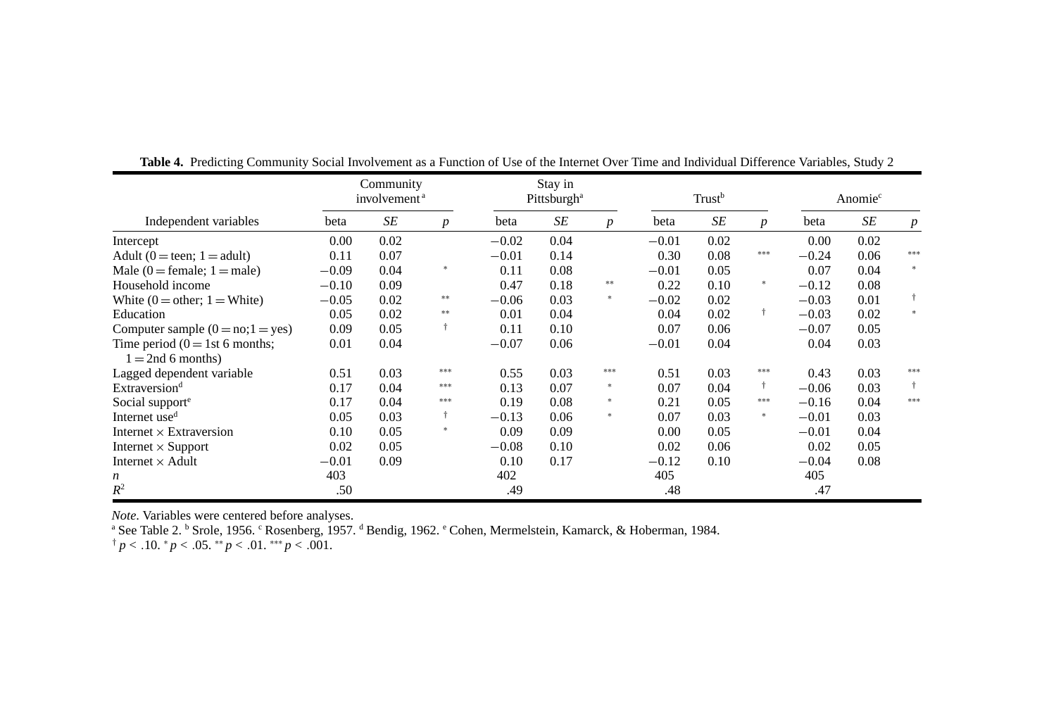**Table 4.** Predicting Community Social Involvement as a Function of Use of the Internet Over Time and Individual Difference Variables, Study 2

| | Community involvement[a] | | | Stay in Pittsburgh[a] | | | Trust[b] | | | Anomie[c] | | |
|---|---|---|---|---|---|---|---|---|---|---|---|---|
| Independent variables | beta | *SE* | *p* | beta | *SE* | *p* | beta | *SE* | *p* | beta | *SE* | *p* |
| Intercept | 0.00 | 0.02 | | −0.02 | 0.04 | | −0.01 | 0.02 | | 0.00 | 0.02 | |
| Adult (0 = teen; 1 = adult) | 0.11 | 0.07 | | −0.01 | 0.14 | | 0.30 | 0.08 | *** | −0.24 | 0.06 | *** |
| Male (0 = female; 1 = male) | −0.09 | 0.04 | * | 0.11 | 0.08 | | −0.01 | 0.05 | | 0.07 | 0.04 | * |
| Household income | −0.10 | 0.09 | | 0.47 | 0.18 | ** | 0.22 | 0.10 | * | −0.12 | 0.08 | |
| White (0 = other; 1 = White) | −0.05 | 0.02 | ** | −0.06 | 0.03 | * | −0.02 | 0.02 | | −0.03 | 0.01 | † |
| Education | 0.05 | 0.02 | ** | 0.01 | 0.04 | | 0.04 | 0.02 | † | −0.03 | 0.02 | * |
| Computer sample (0 = no;1 = yes) | 0.09 | 0.05 | † | 0.11 | 0.10 | | 0.07 | 0.06 | | −0.07 | 0.05 | |
| Time period (0 = 1st 6 months; 1 = 2nd 6 months) | 0.01 | 0.04 | | −0.07 | 0.06 | | −0.01 | 0.04 | | 0.04 | 0.03 | |
| Lagged dependent variable | 0.51 | 0.03 | *** | 0.55 | 0.03 | *** | 0.51 | 0.03 | *** | 0.43 | 0.03 | *** |
| Extraversion[d] | 0.17 | 0.04 | *** | 0.13 | 0.07 | * | 0.07 | 0.04 | † | −0.06 | 0.03 | † |
| Social support[e] | 0.17 | 0.04 | *** | 0.19 | 0.08 | * | 0.21 | 0.05 | *** | −0.16 | 0.04 | *** |
| Internet use[d] | 0.05 | 0.03 | † | −0.13 | 0.06 | * | 0.07 | 0.03 | * | −0.01 | 0.03 | |
| Internet × Extraversion | 0.10 | 0.05 | * | 0.09 | 0.09 | | 0.00 | 0.05 | | −0.01 | 0.04 | |
| Internet × Support | 0.02 | 0.05 | | −0.08 | 0.10 | | 0.02 | 0.06 | | 0.02 | 0.05 | |
| Internet × Adult | −0.01 | 0.09 | | 0.10 | 0.17 | | −0.12 | 0.10 | | −0.04 | 0.08 | |
| *n* | 403 | | | 402 | | | 405 | | | 405 | | |
| $R^2$ | .50 | | | .49 | | | .48 | | | .47 | | |

*Note.* Variables were centered before analyses.
[a] See Table 2. [b] Srole, 1956. [c] Rosenberg, 1957. [d] Bendig, 1962. [e] Cohen, Mermelstein, Kamarck, & Hoberman, 1984.
† $p < .10$. * $p < .05$. ** $p < .01$. *** $p < .001$.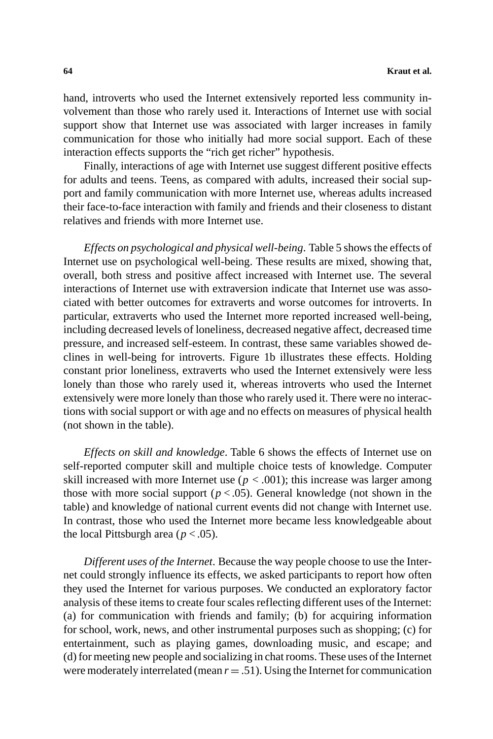hand, introverts who used the Internet extensively reported less community involvement than those who rarely used it. Interactions of Internet use with social support show that Internet use was associated with larger increases in family communication for those who initially had more social support. Each of these interaction effects supports the “rich get richer” hypothesis.

Finally, interactions of age with Internet use suggest different positive effects for adults and teens. Teens, as compared with adults, increased their social support and family communication with more Internet use, whereas adults increased their face-to-face interaction with family and friends and their closeness to distant relatives and friends with more Internet use.

*Effects on psychological and physical well-being.* Table 5 shows the effects of Internet use on psychological well-being. These results are mixed, showing that, overall, both stress and positive affect increased with Internet use. The several interactions of Internet use with extraversion indicate that Internet use was associated with better outcomes for extraverts and worse outcomes for introverts. In particular, extraverts who used the Internet more reported increased well-being, including decreased levels of loneliness, decreased negative affect, decreased time pressure, and increased self-esteem. In contrast, these same variables showed declines in well-being for introverts. Figure 1b illustrates these effects. Holding constant prior loneliness, extraverts who used the Internet extensively were less lonely than those who rarely used it, whereas introverts who used the Internet extensively were more lonely than those who rarely used it. There were no interactions with social support or with age and no effects on measures of physical health (not shown in the table).

*Effects on skill and knowledge*. Table 6 shows the effects of Internet use on self-reported computer skill and multiple choice tests of knowledge. Computer skill increased with more Internet use ($p < .001$); this increase was larger among those with more social support ($p < .05$). General knowledge (not shown in the table) and knowledge of national current events did not change with Internet use. In contrast, those who used the Internet more became less knowledgeable about the local Pittsburgh area ($p < .05$).

*Different uses of the Internet*. Because the way people choose to use the Internet could strongly influence its effects, we asked participants to report how often they used the Internet for various purposes. We conducted an exploratory factor analysis of these items to create four scales reflecting different uses of the Internet: (a) for communication with friends and family; (b) for acquiring information for school, work, news, and other instrumental purposes such as shopping; (c) for entertainment, such as playing games, downloading music, and escape; and (d) for meeting new people and socializing in chat rooms. These uses of the Internet were moderately interrelated (mean $r = .51$). Using the Internet for communication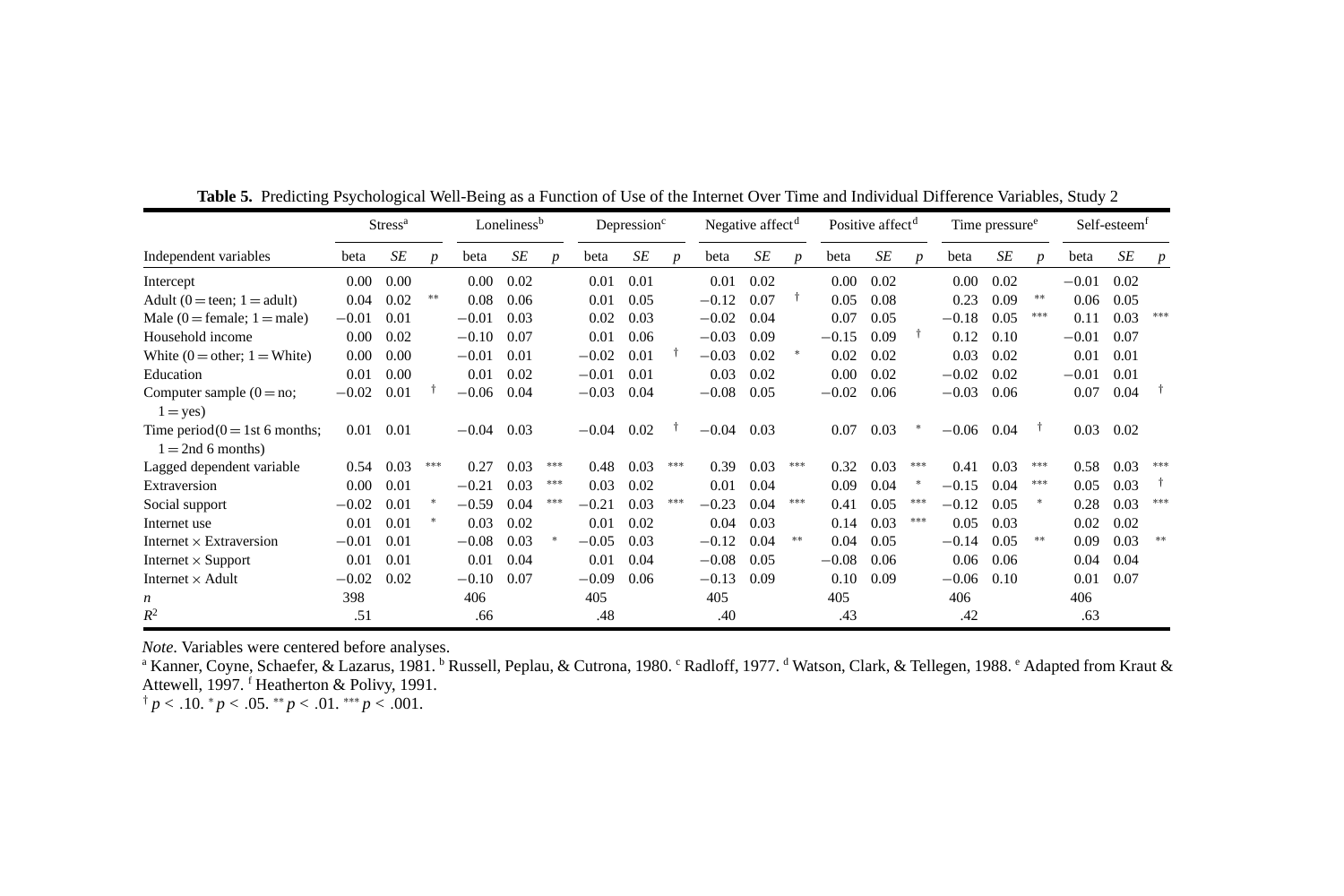**Table 5.** Predicting Psychological Well-Being as a Function of Use of the Internet Over Time and Individual Difference Variables, Study 2

| | Stress[a] | | | Loneliness[b] | | | Depression[c] | | | Negative affect[d] | | | Positive affect[d] | | | Time pressure[e] | | | Self-esteem[f] | | |
|---|---|---|---|---|---|---|---|---|---|---|---|---|---|---|---|---|---|---|---|---|---|
| Independent variables | beta | *SE* | *p* | beta | *SE* | *p* | beta | *SE* | *p* | beta | *SE* | *p* | beta | *SE* | *p* | beta | *SE* | *p* | beta | *SE* | *p* |
| Intercept | 0.00 | 0.00 | | 0.00 | 0.02 | | 0.01 | 0.01 | | 0.01 | 0.02 | | 0.00 | 0.02 | | 0.00 | 0.02 | | −0.01 | 0.02 | |
| Adult (0 = teen; 1 = adult) | 0.04 | 0.02 | ** | 0.08 | 0.06 | | 0.01 | 0.05 | | −0.12 | 0.07 | † | 0.05 | 0.08 | | 0.23 | 0.09 | ** | 0.06 | 0.05 | |
| Male (0 = female; 1 = male) | −0.01 | 0.01 | | −0.01 | 0.03 | | 0.02 | 0.03 | | −0.02 | 0.04 | | 0.07 | 0.05 | | −0.18 | 0.05 | *** | 0.11 | 0.03 | *** |
| Household income | 0.00 | 0.02 | | −0.10 | 0.07 | | 0.01 | 0.06 | | −0.03 | 0.09 | | −0.15 | 0.09 | † | 0.12 | 0.10 | | −0.01 | 0.07 | |
| White (0 = other; 1 = White) | 0.00 | 0.00 | | −0.01 | 0.01 | | −0.02 | 0.01 | † | −0.03 | 0.02 | * | 0.02 | 0.02 | | 0.03 | 0.02 | | 0.01 | 0.01 | |
| Education | 0.01 | 0.00 | | 0.01 | 0.02 | | −0.01 | 0.01 | | 0.03 | 0.02 | | 0.00 | 0.02 | | −0.02 | 0.02 | | −0.01 | 0.01 | |
| Computer sample (0 = no; 1 = yes) | −0.02 | 0.01 | † | −0.06 | 0.04 | | −0.03 | 0.04 | | −0.08 | 0.05 | | −0.02 | 0.06 | | −0.03 | 0.06 | | 0.07 | 0.04 | † |
| Time period (0 = 1st 6 months; 1 = 2nd 6 months) | 0.01 | 0.01 | | −0.04 | 0.03 | | −0.04 | 0.02 | † | −0.04 | 0.03 | | 0.07 | 0.03 | * | −0.06 | 0.04 | † | 0.03 | 0.02 | |
| Lagged dependent variable | 0.54 | 0.03 | *** | 0.27 | 0.03 | *** | 0.48 | 0.03 | *** | 0.39 | 0.03 | *** | 0.32 | 0.03 | *** | 0.41 | 0.03 | *** | 0.58 | 0.03 | *** |
| Extraversion | 0.00 | 0.01 | | −0.21 | 0.03 | *** | 0.03 | 0.02 | | 0.01 | 0.04 | | 0.09 | 0.04 | * | −0.15 | 0.04 | *** | 0.05 | 0.03 | † |
| Social support | −0.02 | 0.01 | * | −0.59 | 0.04 | *** | −0.21 | 0.03 | *** | −0.23 | 0.04 | *** | 0.41 | 0.05 | *** | −0.12 | 0.05 | * | 0.28 | 0.03 | *** |
| Internet use | 0.01 | 0.01 | * | 0.03 | 0.02 | | 0.01 | 0.02 | | 0.04 | 0.03 | | 0.14 | 0.03 | *** | 0.05 | 0.03 | | 0.02 | 0.02 | |
| Internet × Extraversion | −0.01 | 0.01 | | −0.08 | 0.03 | * | −0.05 | 0.03 | | −0.12 | 0.04 | ** | 0.04 | 0.05 | | −0.14 | 0.05 | ** | 0.09 | 0.03 | ** |
| Internet × Support | 0.01 | 0.01 | | 0.01 | 0.04 | | 0.01 | 0.04 | | −0.08 | 0.05 | | −0.08 | 0.06 | | 0.06 | 0.06 | | 0.04 | 0.04 | |
| Internet × Adult | −0.02 | 0.02 | | −0.10 | 0.07 | | −0.09 | 0.06 | | −0.13 | 0.09 | | 0.10 | 0.09 | | −0.06 | 0.10 | | 0.01 | 0.07 | |
| *n* | 398 | | | 406 | | | 405 | | | 405 | | | 405 | | | 406 | | | 406 | | |
| $R^2$ | .51 | | | .66 | | | .48 | | | .40 | | | .43 | | | .42 | | | .63 | | |

*Note.* Variables were centered before analyses.
[a] Kanner, Coyne, Schaefer, & Lazarus, 1981. [b] Russell, Peplau, & Cutrona, 1980. [c] Radloff, 1977. [d] Watson, Clark, & Tellegen, 1988. [e] Adapted from Kraut & Attewell, 1997. [f] Heatherton & Polivy, 1991.
† $p < .10$. * $p < .05$. ** $p < .01$. *** $p < .001$.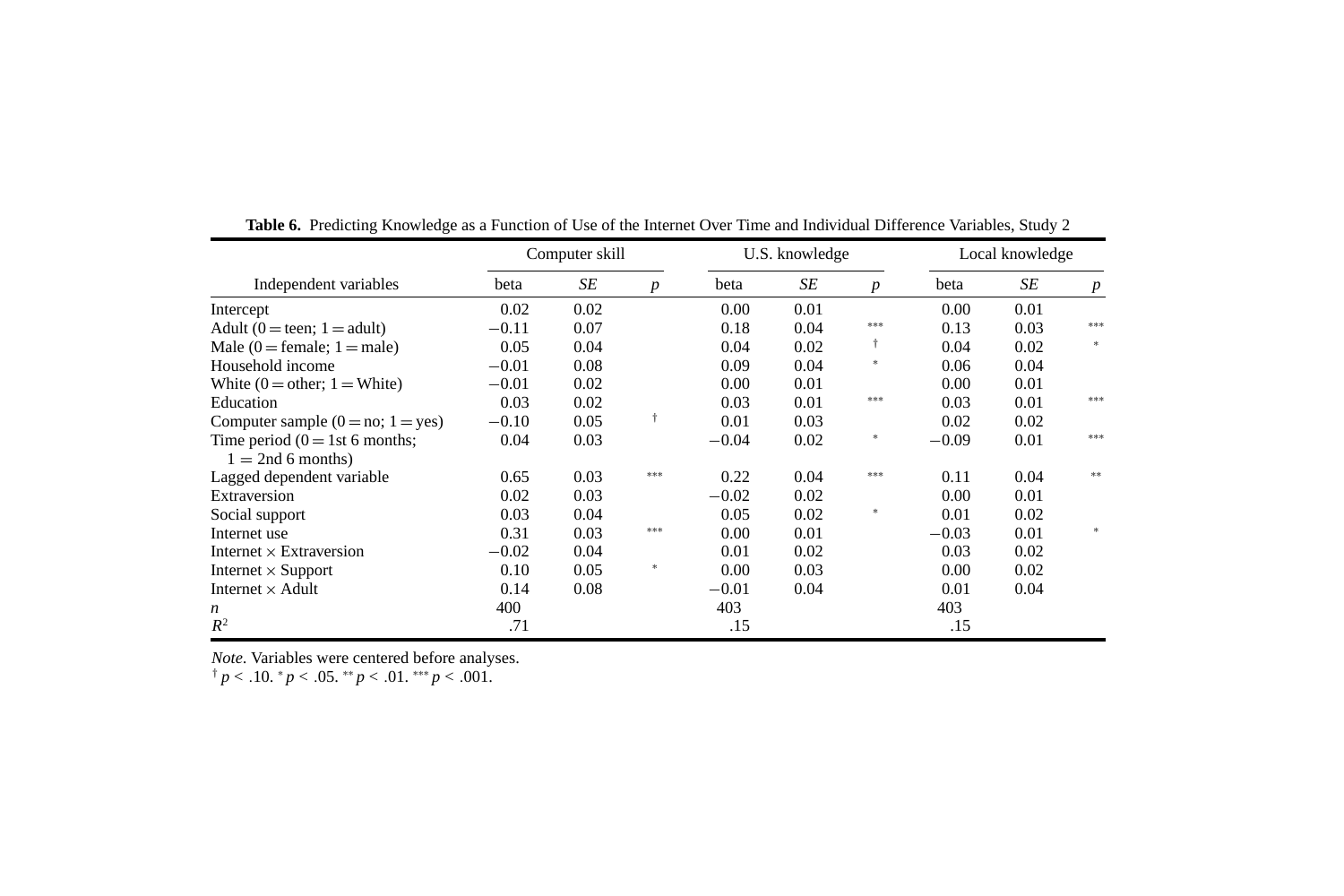**Table 6.** Predicting Knowledge as a Function of Use of the Internet Over Time and Individual Difference Variables, Study 2

| | Computer skill | | | U.S. knowledge | | | Local knowledge | | |
|---|---|---|---|---|---|---|---|---|---|
| Independent variables | beta | *SE* | *p* | beta | *SE* | *p* | beta | *SE* | *p* |
| Intercept | 0.02 | 0.02 | | 0.00 | 0.01 | | 0.00 | 0.01 | |
| Adult (0 = teen; 1 = adult) | −0.11 | 0.07 | | 0.18 | 0.04 | *** | 0.13 | 0.03 | *** |
| Male (0 = female; 1 = male) | 0.05 | 0.04 | | 0.04 | 0.02 | † | 0.04 | 0.02 | * |
| Household income | −0.01 | 0.08 | | 0.09 | 0.04 | * | 0.06 | 0.04 | |
| White (0 = other; 1 = White) | −0.01 | 0.02 | | 0.00 | 0.01 | | 0.00 | 0.01 | |
| Education | 0.03 | 0.02 | | 0.03 | 0.01 | *** | 0.03 | 0.01 | *** |
| Computer sample (0 = no; 1 = yes) | −0.10 | 0.05 | † | 0.01 | 0.03 | | 0.02 | 0.02 | |
| Time period (0 = 1st 6 months; 1 = 2nd 6 months) | 0.04 | 0.03 | | −0.04 | 0.02 | * | −0.09 | 0.01 | *** |
| Lagged dependent variable | 0.65 | 0.03 | *** | 0.22 | 0.04 | *** | 0.11 | 0.04 | ** |
| Extraversion | 0.02 | 0.03 | | −0.02 | 0.02 | | 0.00 | 0.01 | |
| Social support | 0.03 | 0.04 | | 0.05 | 0.02 | * | 0.01 | 0.02 | |
| Internet use | 0.31 | 0.03 | *** | 0.00 | 0.01 | | −0.03 | 0.01 | * |
| Internet × Extraversion | −0.02 | 0.04 | | 0.01 | 0.02 | | 0.03 | 0.02 | |
| Internet × Support | 0.10 | 0.05 | * | 0.00 | 0.03 | | 0.00 | 0.02 | |
| Internet × Adult | 0.14 | 0.08 | | −0.01 | 0.04 | | 0.01 | 0.04 | |
| *n* | 400 | | | 403 | | | 403 | | |
| $R^2$ | .71 | | | .15 | | | .15 | | |

*Note.* Variables were centered before analyses.
† $p < .10$. * $p < .05$. ** $p < .01$. *** $p < .001$.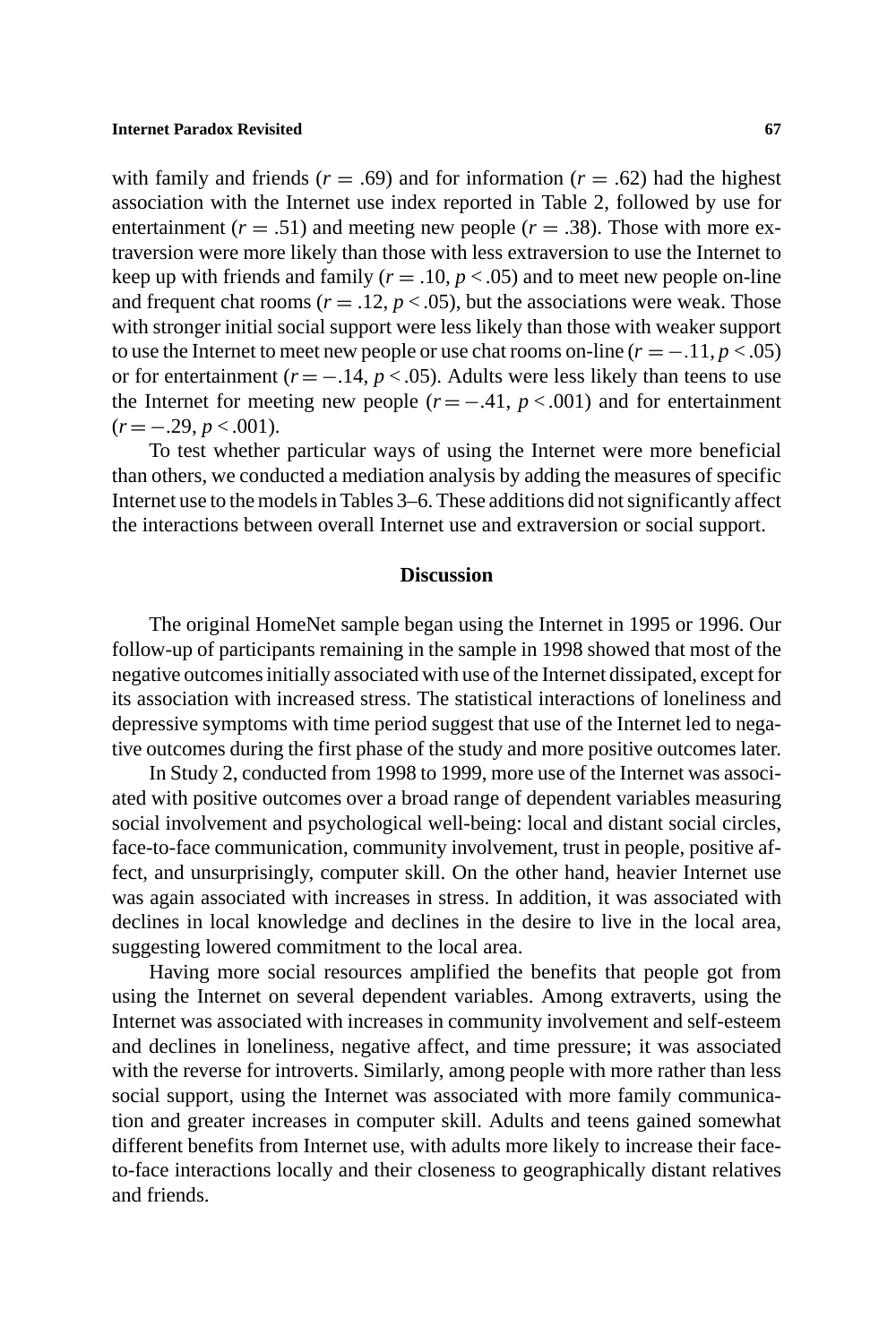with family and friends ($r = .69$) and for information ($r = .62$) had the highest association with the Internet use index reported in Table 2, followed by use for entertainment ($r = .51$) and meeting new people ($r = .38$). Those with more extraversion were more likely than those with less extraversion to use the Internet to keep up with friends and family ($r = .10$, $p < .05$) and to meet new people on-line and frequent chat rooms ($r = .12$, $p < .05$), but the associations were weak. Those with stronger initial social support were less likely than those with weaker support to use the Internet to meet new people or use chat rooms on-line ($r = -.11$, $p < .05$) or for entertainment ($r = -.14$, $p < .05$). Adults were less likely than teens to use the Internet for meeting new people ($r = -.41$, $p < .001$) and for entertainment ($r = -.29$, $p < .001$).

To test whether particular ways of using the Internet were more beneficial than others, we conducted a mediation analysis by adding the measures of specific Internet use to the models in Tables 3–6. These additions did not significantly affect the interactions between overall Internet use and extraversion or social support.

## Discussion

The original HomeNet sample began using the Internet in 1995 or 1996. Our follow-up of participants remaining in the sample in 1998 showed that most of the negative outcomes initially associated with use of the Internet dissipated, except for its association with increased stress. The statistical interactions of loneliness and depressive symptoms with time period suggest that use of the Internet led to negative outcomes during the first phase of the study and more positive outcomes later.

In Study 2, conducted from 1998 to 1999, more use of the Internet was associated with positive outcomes over a broad range of dependent variables measuring social involvement and psychological well-being: local and distant social circles, face-to-face communication, community involvement, trust in people, positive affect, and unsurprisingly, computer skill. On the other hand, heavier Internet use was again associated with increases in stress. In addition, it was associated with declines in local knowledge and declines in the desire to live in the local area, suggesting lowered commitment to the local area.

Having more social resources amplified the benefits that people got from using the Internet on several dependent variables. Among extraverts, using the Internet was associated with increases in community involvement and self-esteem and declines in loneliness, negative affect, and time pressure; it was associated with the reverse for introverts. Similarly, among people with more rather than less social support, using the Internet was associated with more family communication and greater increases in computer skill. Adults and teens gained somewhat different benefits from Internet use, with adults more likely to increase their face-to-face interactions locally and their closeness to geographically distant relatives and friends.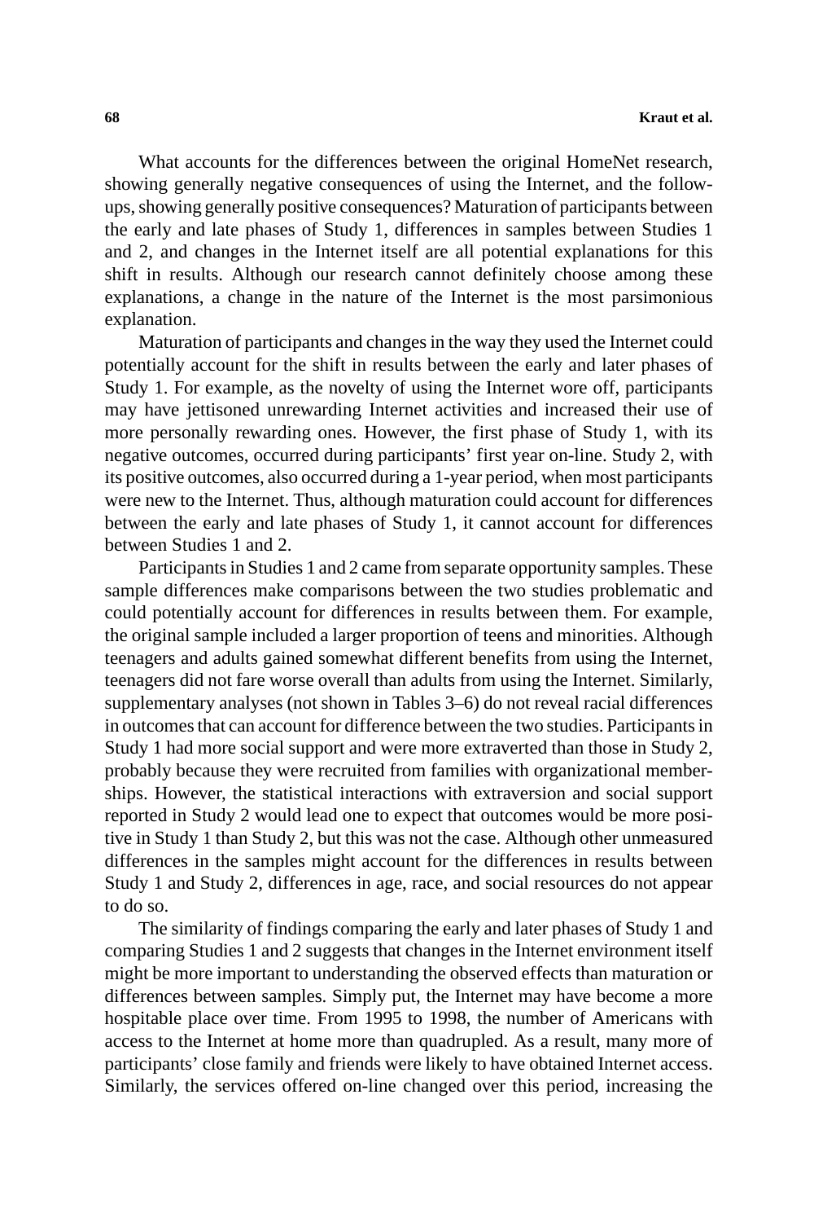What accounts for the differences between the original HomeNet research, showing generally negative consequences of using the Internet, and the follow-ups, showing generally positive consequences? Maturation of participants between the early and late phases of Study 1, differences in samples between Studies 1 and 2, and changes in the Internet itself are all potential explanations for this shift in results. Although our research cannot definitely choose among these explanations, a change in the nature of the Internet is the most parsimonious explanation.

Maturation of participants and changes in the way they used the Internet could potentially account for the shift in results between the early and later phases of Study 1. For example, as the novelty of using the Internet wore off, participants may have jettisoned unrewarding Internet activities and increased their use of more personally rewarding ones. However, the first phase of Study 1, with its negative outcomes, occurred during participants' first year on-line. Study 2, with its positive outcomes, also occurred during a 1-year period, when most participants were new to the Internet. Thus, although maturation could account for differences between the early and late phases of Study 1, it cannot account for differences between Studies 1 and 2.

Participants in Studies 1 and 2 came from separate opportunity samples. These sample differences make comparisons between the two studies problematic and could potentially account for differences in results between them. For example, the original sample included a larger proportion of teens and minorities. Although teenagers and adults gained somewhat different benefits from using the Internet, teenagers did not fare worse overall than adults from using the Internet. Similarly, supplementary analyses (not shown in Tables 3–6) do not reveal racial differences in outcomes that can account for difference between the two studies. Participants in Study 1 had more social support and were more extraverted than those in Study 2, probably because they were recruited from families with organizational memberships. However, the statistical interactions with extraversion and social support reported in Study 2 would lead one to expect that outcomes would be more positive in Study 1 than Study 2, but this was not the case. Although other unmeasured differences in the samples might account for the differences in results between Study 1 and Study 2, differences in age, race, and social resources do not appear to do so.

The similarity of findings comparing the early and later phases of Study 1 and comparing Studies 1 and 2 suggests that changes in the Internet environment itself might be more important to understanding the observed effects than maturation or differences between samples. Simply put, the Internet may have become a more hospitable place over time. From 1995 to 1998, the number of Americans with access to the Internet at home more than quadrupled. As a result, many more of participants' close family and friends were likely to have obtained Internet access. Similarly, the services offered on-line changed over this period, increasing the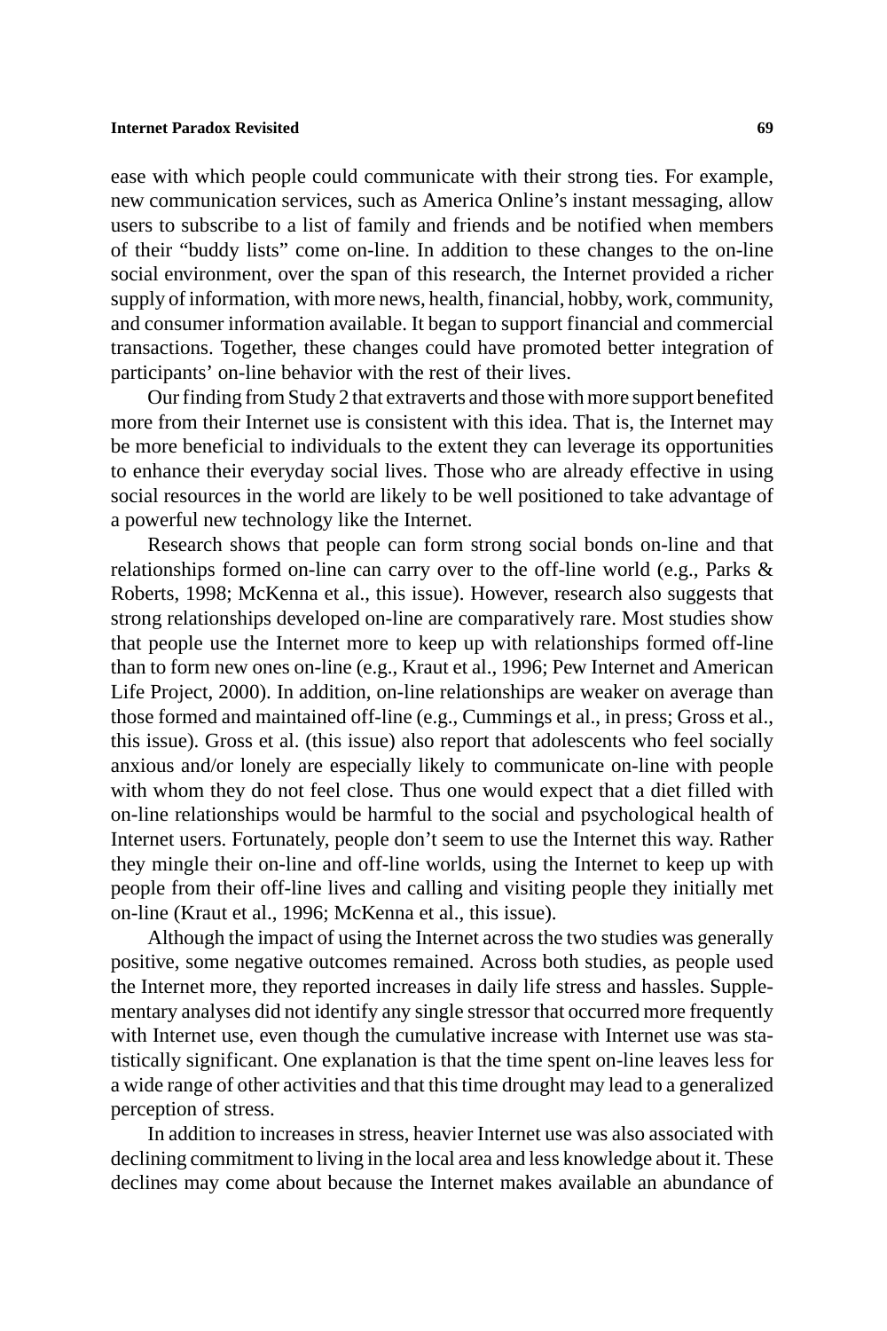ease with which people could communicate with their strong ties. For example, new communication services, such as America Online's instant messaging, allow users to subscribe to a list of family and friends and be notified when members of their "buddy lists" come on-line. In addition to these changes to the on-line social environment, over the span of this research, the Internet provided a richer supply of information, with more news, health, financial, hobby, work, community, and consumer information available. It began to support financial and commercial transactions. Together, these changes could have promoted better integration of participants' on-line behavior with the rest of their lives.

Our finding from Study 2 that extraverts and those with more support benefited more from their Internet use is consistent with this idea. That is, the Internet may be more beneficial to individuals to the extent they can leverage its opportunities to enhance their everyday social lives. Those who are already effective in using social resources in the world are likely to be well positioned to take advantage of a powerful new technology like the Internet.

Research shows that people can form strong social bonds on-line and that relationships formed on-line can carry over to the off-line world (e.g., Parks & Roberts, 1998; McKenna et al., this issue). However, research also suggests that strong relationships developed on-line are comparatively rare. Most studies show that people use the Internet more to keep up with relationships formed off-line than to form new ones on-line (e.g., Kraut et al., 1996; Pew Internet and American Life Project, 2000). In addition, on-line relationships are weaker on average than those formed and maintained off-line (e.g., Cummings et al., in press; Gross et al., this issue). Gross et al. (this issue) also report that adolescents who feel socially anxious and/or lonely are especially likely to communicate on-line with people with whom they do not feel close. Thus one would expect that a diet filled with on-line relationships would be harmful to the social and psychological health of Internet users. Fortunately, people don't seem to use the Internet this way. Rather they mingle their on-line and off-line worlds, using the Internet to keep up with people from their off-line lives and calling and visiting people they initially met on-line (Kraut et al., 1996; McKenna et al., this issue).

Although the impact of using the Internet across the two studies was generally positive, some negative outcomes remained. Across both studies, as people used the Internet more, they reported increases in daily life stress and hassles. Supplementary analyses did not identify any single stressor that occurred more frequently with Internet use, even though the cumulative increase with Internet use was statistically significant. One explanation is that the time spent on-line leaves less for a wide range of other activities and that this time drought may lead to a generalized perception of stress.

In addition to increases in stress, heavier Internet use was also associated with declining commitment to living in the local area and less knowledge about it. These declines may come about because the Internet makes available an abundance of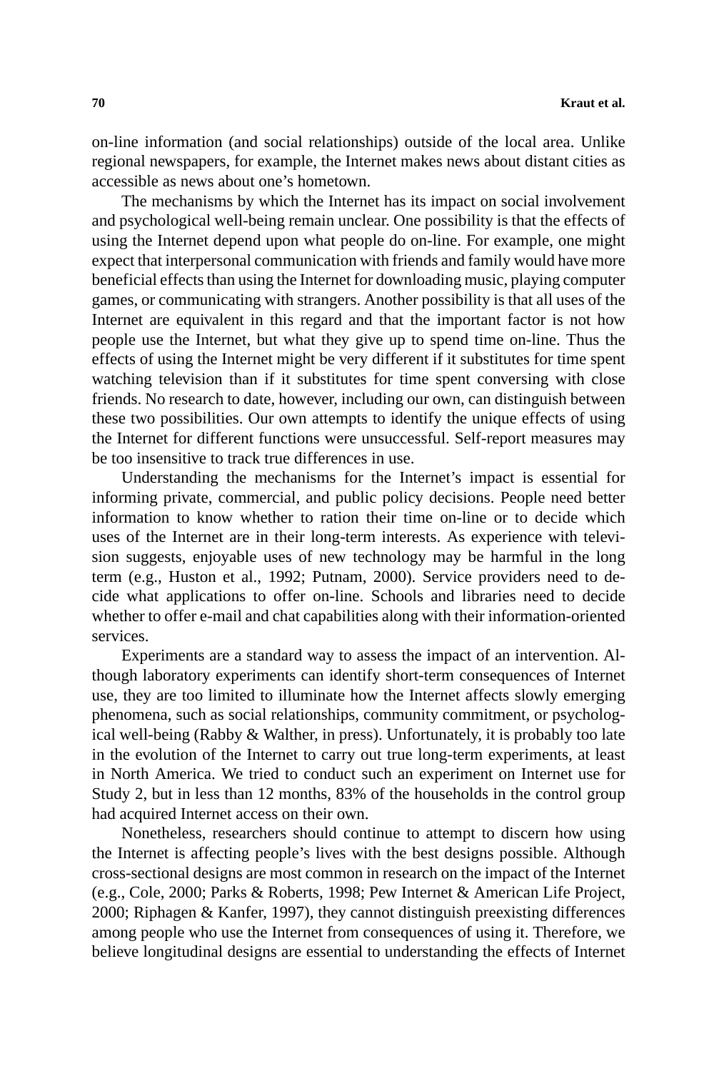on-line information (and social relationships) outside of the local area. Unlike regional newspapers, for example, the Internet makes news about distant cities as accessible as news about one's hometown.

The mechanisms by which the Internet has its impact on social involvement and psychological well-being remain unclear. One possibility is that the effects of using the Internet depend upon what people do on-line. For example, one might expect that interpersonal communication with friends and family would have more beneficial effects than using the Internet for downloading music, playing computer games, or communicating with strangers. Another possibility is that all uses of the Internet are equivalent in this regard and that the important factor is not how people use the Internet, but what they give up to spend time on-line. Thus the effects of using the Internet might be very different if it substitutes for time spent watching television than if it substitutes for time spent conversing with close friends. No research to date, however, including our own, can distinguish between these two possibilities. Our own attempts to identify the unique effects of using the Internet for different functions were unsuccessful. Self-report measures may be too insensitive to track true differences in use.

Understanding the mechanisms for the Internet's impact is essential for informing private, commercial, and public policy decisions. People need better information to know whether to ration their time on-line or to decide which uses of the Internet are in their long-term interests. As experience with television suggests, enjoyable uses of new technology may be harmful in the long term (e.g., Huston et al., 1992; Putnam, 2000). Service providers need to decide what applications to offer on-line. Schools and libraries need to decide whether to offer e-mail and chat capabilities along with their information-oriented services.

Experiments are a standard way to assess the impact of an intervention. Although laboratory experiments can identify short-term consequences of Internet use, they are too limited to illuminate how the Internet affects slowly emerging phenomena, such as social relationships, community commitment, or psychological well-being (Rabby & Walther, in press). Unfortunately, it is probably too late in the evolution of the Internet to carry out true long-term experiments, at least in North America. We tried to conduct such an experiment on Internet use for Study 2, but in less than 12 months, 83% of the households in the control group had acquired Internet access on their own.

Nonetheless, researchers should continue to attempt to discern how using the Internet is affecting people's lives with the best designs possible. Although cross-sectional designs are most common in research on the impact of the Internet (e.g., Cole, 2000; Parks & Roberts, 1998; Pew Internet & American Life Project, 2000; Riphagen & Kanfer, 1997), they cannot distinguish preexisting differences among people who use the Internet from consequences of using it. Therefore, we believe longitudinal designs are essential to understanding the effects of Internet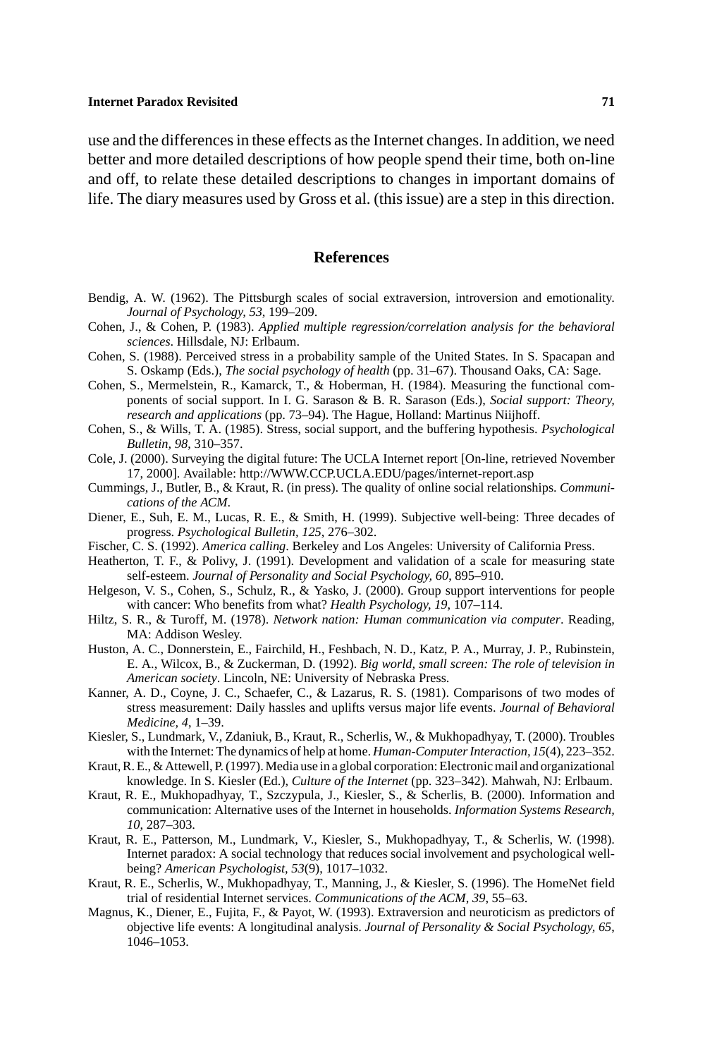use and the differences in these effects as the Internet changes. In addition, we need better and more detailed descriptions of how people spend their time, both on-line and off, to relate these detailed descriptions to changes in important domains of life. The diary measures used by Gross et al. (this issue) are a step in this direction.

## References

Bendig, A. W. (1962). The Pittsburgh scales of social extraversion, introversion and emotionality. *Journal of Psychology, 53*, 199–209.

Cohen, J., & Cohen, P. (1983). *Applied multiple regression/correlation analysis for the behavioral sciences*. Hillsdale, NJ: Erlbaum.

Cohen, S. (1988). Perceived stress in a probability sample of the United States. In S. Spacapan and S. Oskamp (Eds.), *The social psychology of health* (pp. 31–67). Thousand Oaks, CA: Sage.

Cohen, S., Mermelstein, R., Kamarck, T., & Hoberman, H. (1984). Measuring the functional components of social support. In I. G. Sarason & B. R. Sarason (Eds.), *Social support: Theory, research and applications* (pp. 73–94). The Hague, Holland: Martinus Niijhoff.

Cohen, S., & Wills, T. A. (1985). Stress, social support, and the buffering hypothesis. *Psychological Bulletin, 98*, 310–357.

Cole, J. (2000). Surveying the digital future: The UCLA Internet report [On-line, retrieved November 17, 2000]. Available: http://WWW.CCP.UCLA.EDU/pages/internet-report.asp

Cummings, J., Butler, B., & Kraut, R. (in press). The quality of online social relationships. *Communications of the ACM*.

Diener, E., Suh, E. M., Lucas, R. E., & Smith, H. (1999). Subjective well-being: Three decades of progress. *Psychological Bulletin, 125*, 276–302.

Fischer, C. S. (1992). *America calling*. Berkeley and Los Angeles: University of California Press.

Heatherton, T. F., & Polivy, J. (1991). Development and validation of a scale for measuring state self-esteem. *Journal of Personality and Social Psychology, 60*, 895–910.

Helgeson, V. S., Cohen, S., Schulz, R., & Yasko, J. (2000). Group support interventions for people with cancer: Who benefits from what? *Health Psychology, 19*, 107–114.

Hiltz, S. R., & Turoff, M. (1978). *Network nation: Human communication via computer*. Reading, MA: Addison Wesley.

Huston, A. C., Donnerstein, E., Fairchild, H., Feshbach, N. D., Katz, P. A., Murray, J. P., Rubinstein, E. A., Wilcox, B., & Zuckerman, D. (1992). *Big world, small screen: The role of television in American society*. Lincoln, NE: University of Nebraska Press.

Kanner, A. D., Coyne, J. C., Schaefer, C., & Lazarus, R. S. (1981). Comparisons of two modes of stress measurement: Daily hassles and uplifts versus major life events. *Journal of Behavioral Medicine, 4*, 1–39.

Kiesler, S., Lundmark, V., Zdaniuk, B., Kraut, R., Scherlis, W., & Mukhopadhyay, T. (2000). Troubles with the Internet: The dynamics of help at home. *Human-Computer Interaction, 15*(4), 223–352.

Kraut, R. E., & Attewell, P. (1997). Media use in a global corporation: Electronic mail and organizational knowledge. In S. Kiesler (Ed.), *Culture of the Internet* (pp. 323–342). Mahwah, NJ: Erlbaum.

Kraut, R. E., Mukhopadhyay, T., Szczypula, J., Kiesler, S., & Scherlis, B. (2000). Information and communication: Alternative uses of the Internet in households. *Information Systems Research, 10*, 287–303.

Kraut, R. E., Patterson, M., Lundmark, V., Kiesler, S., Mukhopadhyay, T., & Scherlis, W. (1998). Internet paradox: A social technology that reduces social involvement and psychological well-being? *American Psychologist, 53*(9), 1017–1032.

Kraut, R. E., Scherlis, W., Mukhopadhyay, T., Manning, J., & Kiesler, S. (1996). The HomeNet field trial of residential Internet services. *Communications of the ACM, 39*, 55–63.

Magnus, K., Diener, E., Fujita, F., & Payot, W. (1993). Extraversion and neuroticism as predictors of objective life events: A longitudinal analysis. *Journal of Personality & Social Psychology, 65*, 1046–1053.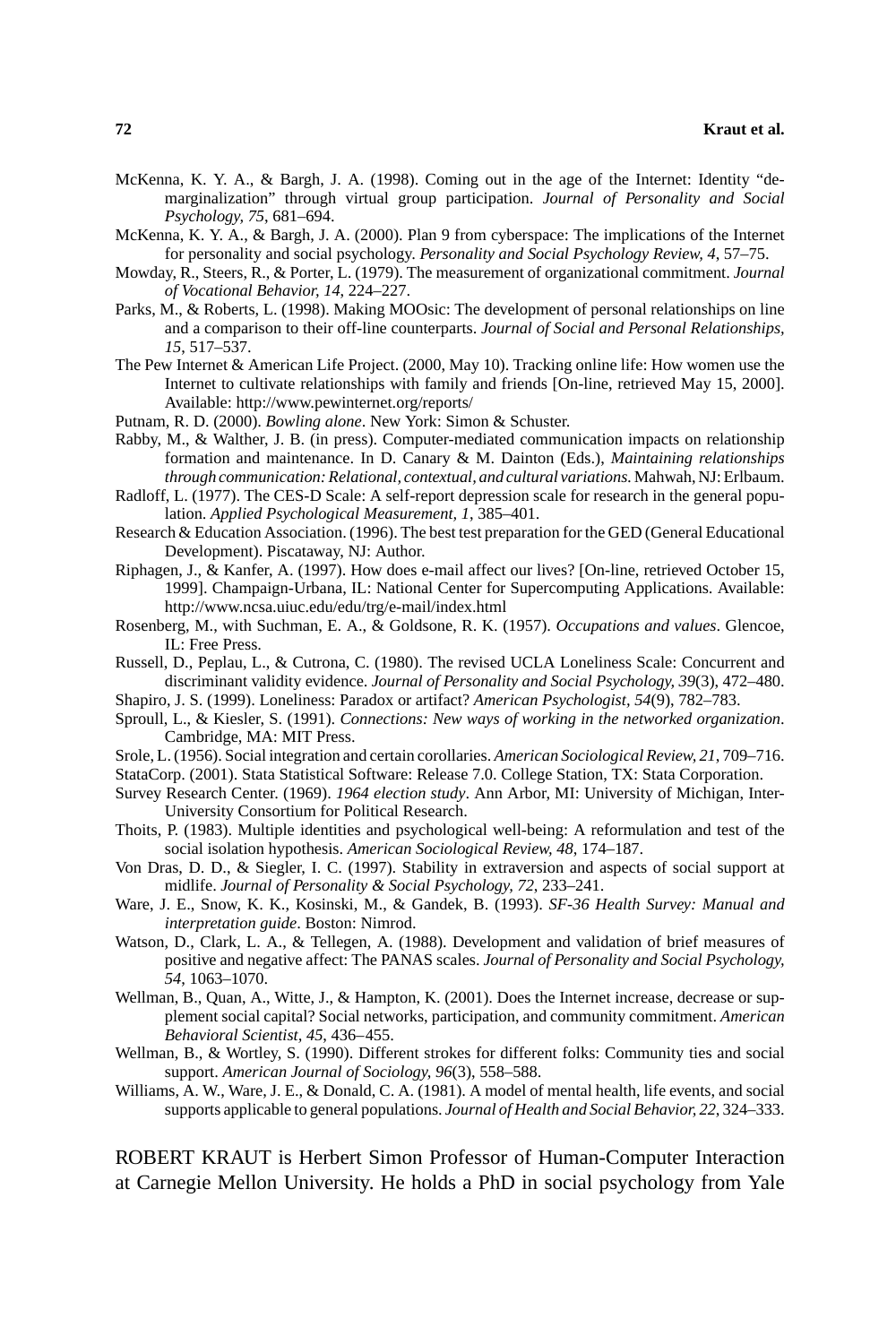McKenna, K. Y. A., & Bargh, J. A. (1998). Coming out in the age of the Internet: Identity "demarginalization" through virtual group participation. *Journal of Personality and Social Psychology, 75*, 681–694.

McKenna, K. Y. A., & Bargh, J. A. (2000). Plan 9 from cyberspace: The implications of the Internet for personality and social psychology. *Personality and Social Psychology Review, 4*, 57–75.

Mowday, R., Steers, R., & Porter, L. (1979). The measurement of organizational commitment. *Journal of Vocational Behavior, 14*, 224–227.

Parks, M., & Roberts, L. (1998). Making MOOsic: The development of personal relationships on line and a comparison to their off-line counterparts. *Journal of Social and Personal Relationships, 15*, 517–537.

The Pew Internet & American Life Project. (2000, May 10). Tracking online life: How women use the Internet to cultivate relationships with family and friends [On-line, retrieved May 15, 2000]. Available: http://www.pewinternet.org/reports/

Putnam, R. D. (2000). *Bowling alone*. New York: Simon & Schuster.

Rabby, M., & Walther, J. B. (in press). Computer-mediated communication impacts on relationship formation and maintenance. In D. Canary & M. Dainton (Eds.), *Maintaining relationships through communication: Relational, contextual, and cultural variations.* Mahwah, NJ: Erlbaum.

Radloff, L. (1977). The CES-D Scale: A self-report depression scale for research in the general population. *Applied Psychological Measurement, 1*, 385–401.

Research & Education Association. (1996). The best test preparation for the GED (General Educational Development). Piscataway, NJ: Author.

Riphagen, J., & Kanfer, A. (1997). How does e-mail affect our lives? [On-line, retrieved October 15, 1999]. Champaign-Urbana, IL: National Center for Supercomputing Applications. Available: http://www.ncsa.uiuc.edu/edu/trg/e-mail/index.html

Rosenberg, M., with Suchman, E. A., & Goldsone, R. K. (1957). *Occupations and values*. Glencoe, IL: Free Press.

Russell, D., Peplau, L., & Cutrona, C. (1980). The revised UCLA Loneliness Scale: Concurrent and discriminant validity evidence. *Journal of Personality and Social Psychology, 39*(3), 472–480.

Shapiro, J. S. (1999). Loneliness: Paradox or artifact? *American Psychologist, 54*(9), 782–783.

Sproull, L., & Kiesler, S. (1991). *Connections: New ways of working in the networked organization*. Cambridge, MA: MIT Press.

Srole, L. (1956). Social integration and certain corollaries. *American Sociological Review, 21*, 709–716.

StataCorp. (2001). Stata Statistical Software: Release 7.0. College Station, TX: Stata Corporation.

Survey Research Center. (1969). *1964 election study*. Ann Arbor, MI: University of Michigan, Inter-University Consortium for Political Research.

Thoits, P. (1983). Multiple identities and psychological well-being: A reformulation and test of the social isolation hypothesis. *American Sociological Review, 48*, 174–187.

Von Dras, D. D., & Siegler, I. C. (1997). Stability in extraversion and aspects of social support at midlife. *Journal of Personality & Social Psychology, 72*, 233–241.

Ware, J. E., Snow, K. K., Kosinski, M., & Gandek, B. (1993). *SF-36 Health Survey: Manual and interpretation guide*. Boston: Nimrod.

Watson, D., Clark, L. A., & Tellegen, A. (1988). Development and validation of brief measures of positive and negative affect: The PANAS scales. *Journal of Personality and Social Psychology, 54*, 1063–1070.

Wellman, B., Quan, A., Witte, J., & Hampton, K. (2001). Does the Internet increase, decrease or supplement social capital? Social networks, participation, and community commitment. *American Behavioral Scientist, 45*, 436–455.

Wellman, B., & Wortley, S. (1990). Different strokes for different folks: Community ties and social support. *American Journal of Sociology, 96*(3), 558–588.

Williams, A. W., Ware, J. E., & Donald, C. A. (1981). A model of mental health, life events, and social supports applicable to general populations. *Journal of Health and Social Behavior, 22*, 324–333.

ROBERT KRAUT is Herbert Simon Professor of Human-Computer Interaction at Carnegie Mellon University. He holds a PhD in social psychology from Yale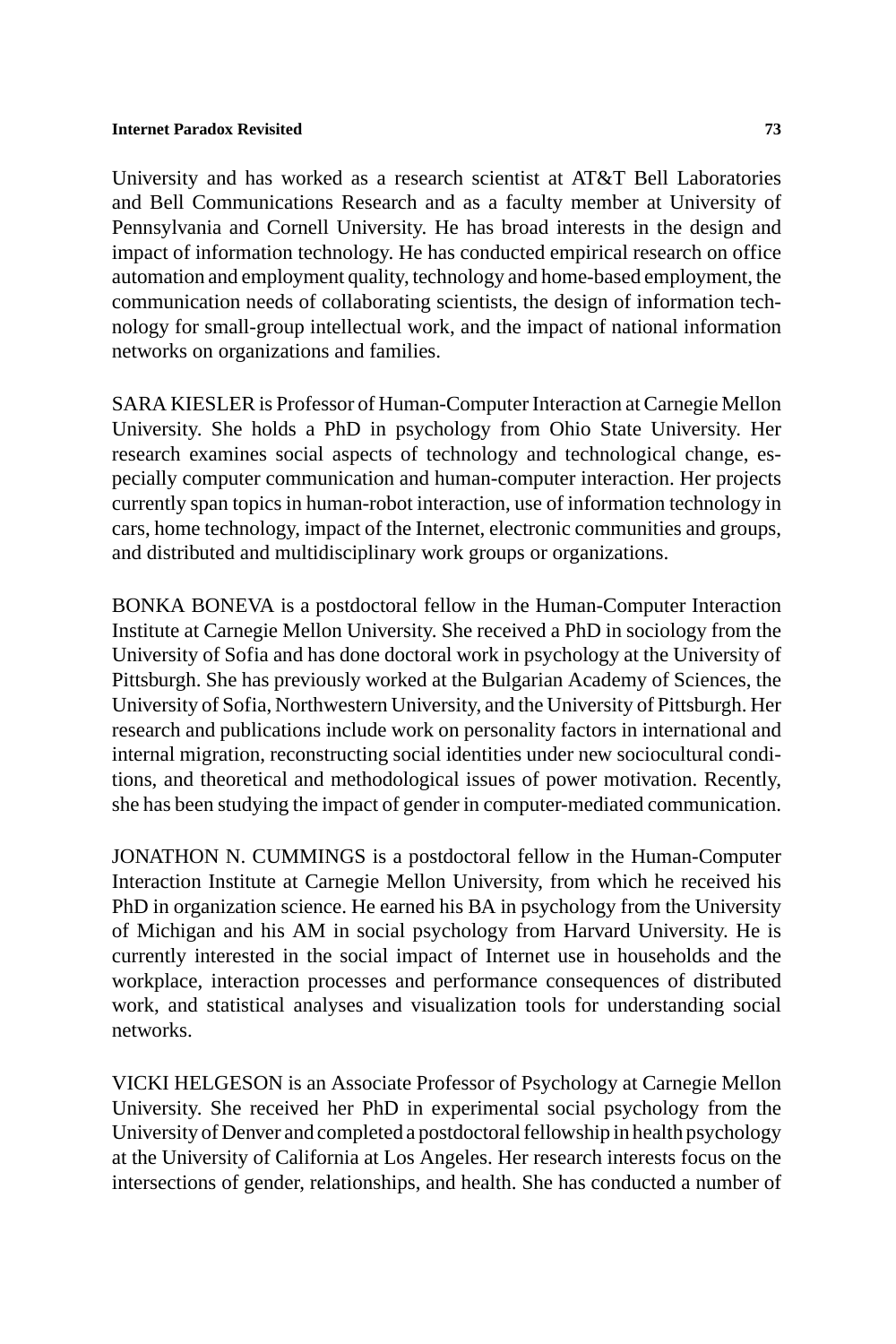University and has worked as a research scientist at AT&T Bell Laboratories and Bell Communications Research and as a faculty member at University of Pennsylvania and Cornell University. He has broad interests in the design and impact of information technology. He has conducted empirical research on office automation and employment quality, technology and home-based employment, the communication needs of collaborating scientists, the design of information technology for small-group intellectual work, and the impact of national information networks on organizations and families.

SARA KIESLER is Professor of Human-Computer Interaction at Carnegie Mellon University. She holds a PhD in psychology from Ohio State University. Her research examines social aspects of technology and technological change, especially computer communication and human-computer interaction. Her projects currently span topics in human-robot interaction, use of information technology in cars, home technology, impact of the Internet, electronic communities and groups, and distributed and multidisciplinary work groups or organizations.

BONKA BONEVA is a postdoctoral fellow in the Human-Computer Interaction Institute at Carnegie Mellon University. She received a PhD in sociology from the University of Sofia and has done doctoral work in psychology at the University of Pittsburgh. She has previously worked at the Bulgarian Academy of Sciences, the University of Sofia, Northwestern University, and the University of Pittsburgh. Her research and publications include work on personality factors in international and internal migration, reconstructing social identities under new sociocultural conditions, and theoretical and methodological issues of power motivation. Recently, she has been studying the impact of gender in computer-mediated communication.

JONATHON N. CUMMINGS is a postdoctoral fellow in the Human-Computer Interaction Institute at Carnegie Mellon University, from which he received his PhD in organization science. He earned his BA in psychology from the University of Michigan and his AM in social psychology from Harvard University. He is currently interested in the social impact of Internet use in households and the workplace, interaction processes and performance consequences of distributed work, and statistical analyses and visualization tools for understanding social networks.

VICKI HELGESON is an Associate Professor of Psychology at Carnegie Mellon University. She received her PhD in experimental social psychology from the University of Denver and completed a postdoctoral fellowship in health psychology at the University of California at Los Angeles. Her research interests focus on the intersections of gender, relationships, and health. She has conducted a number of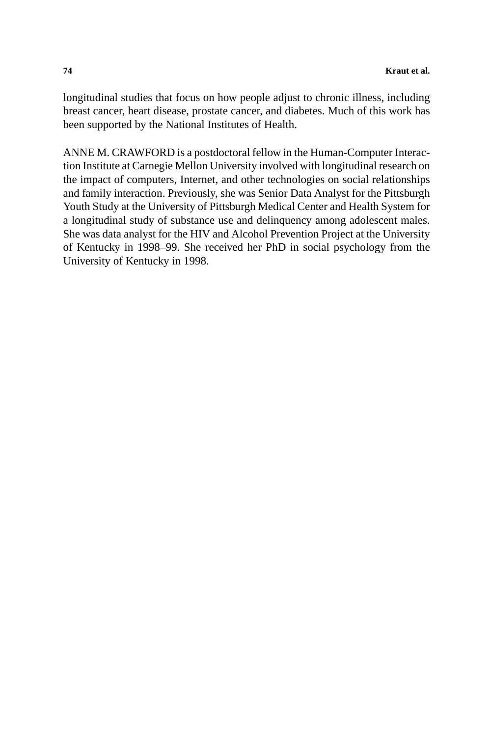longitudinal studies that focus on how people adjust to chronic illness, including breast cancer, heart disease, prostate cancer, and diabetes. Much of this work has been supported by the National Institutes of Health.

ANNE M. CRAWFORD is a postdoctoral fellow in the Human-Computer Interaction Institute at Carnegie Mellon University involved with longitudinal research on the impact of computers, Internet, and other technologies on social relationships and family interaction. Previously, she was Senior Data Analyst for the Pittsburgh Youth Study at the University of Pittsburgh Medical Center and Health System for a longitudinal study of substance use and delinquency among adolescent males. She was data analyst for the HIV and Alcohol Prevention Project at the University of Kentucky in 1998–99. She received her PhD in social psychology from the University of Kentucky in 1998.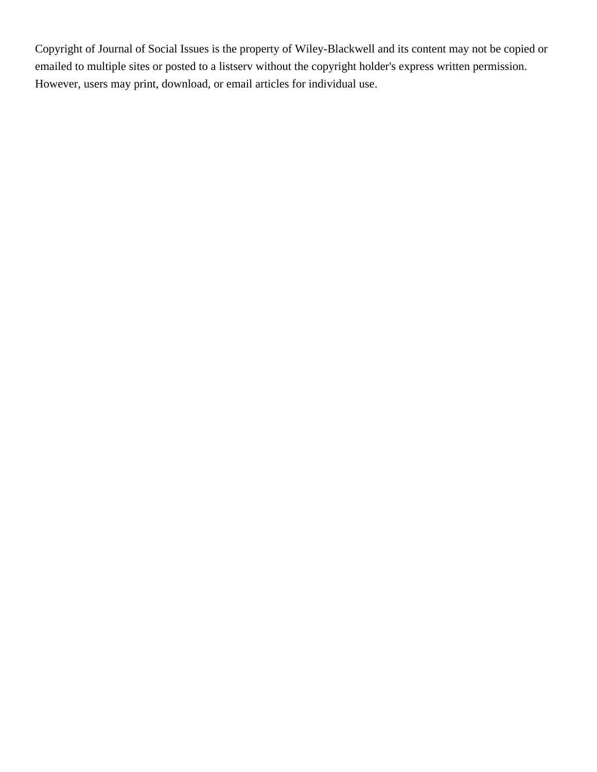Copyright of Journal of Social Issues is the property of Wiley-Blackwell and its content may not be copied or emailed to multiple sites or posted to a listserv without the copyright holder's express written permission. However, users may print, download, or email articles for individual use.